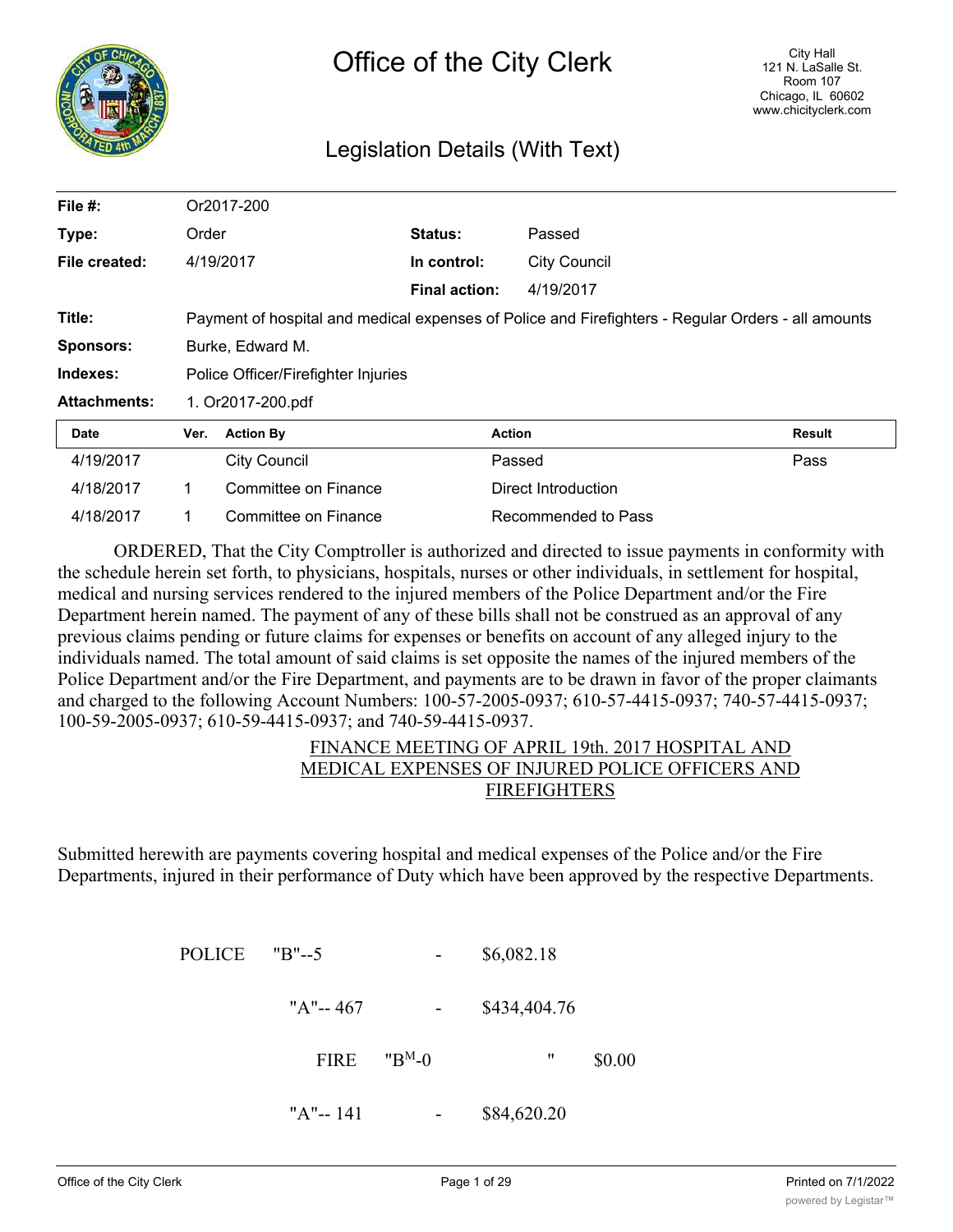# Office of the City Clerk

City Hall
121 N. LaSalle St.
Room 107
Chicago, IL 60602
www.chicityclerk.com

## Legislation Details (With Text)

| | | | |
|---|---|---|---|
| **File #:** | Or2017-200 | | |
| **Type:** | Order | **Status:** | Passed |
| **File created:** | 4/19/2017 | **In control:** | City Council |
| | | **Final action:** | 4/19/2017 |
| **Title:** | Payment of hospital and medical expenses of Police and Firefighters - Regular Orders - all amounts | | |
| **Sponsors:** | Burke, Edward M. | | |
| **Indexes:** | Police Officer/Firefighter Injuries | | |
| **Attachments:** | 1. Or2017-200.pdf | | |

| Date | Ver. | Action By | Action | Result |
|---|---|---|---|---|
| 4/19/2017 | | City Council | Passed | Pass |
| 4/18/2017 | 1 | Committee on Finance | Direct Introduction | |
| 4/18/2017 | 1 | Committee on Finance | Recommended to Pass | |

ORDERED, That the City Comptroller is authorized and directed to issue payments in conformity with the schedule herein set forth, to physicians, hospitals, nurses or other individuals, in settlement for hospital, medical and nursing services rendered to the injured members of the Police Department and/or the Fire Department herein named. The payment of any of these bills shall not be construed as an approval of any previous claims pending or future claims for expenses or benefits on account of any alleged injury to the individuals named. The total amount of said claims is set opposite the names of the injured members of the Police Department and/or the Fire Department, and payments are to be drawn in favor of the proper claimants and charged to the following Account Numbers: 100-57-2005-0937; 610-57-4415-0937; 740-57-4415-0937; 100-59-2005-0937; 610-59-4415-0937; and 740-59-4415-0937.

FINANCE MEETING OF APRIL 19th. 2017 HOSPITAL AND MEDICAL EXPENSES OF INJURED POLICE OFFICERS AND FIREFIGHTERS

Submitted herewith are payments covering hospital and medical expenses of the Police and/or the Fire Departments, injured in their performance of Duty which have been approved by the respective Departments.

POLICE "B"--5 - $6,082.18

"A"-- 467 - $434,404.76

FIRE "B"-0 " $0.00

"A"-- 141 - $84,620.20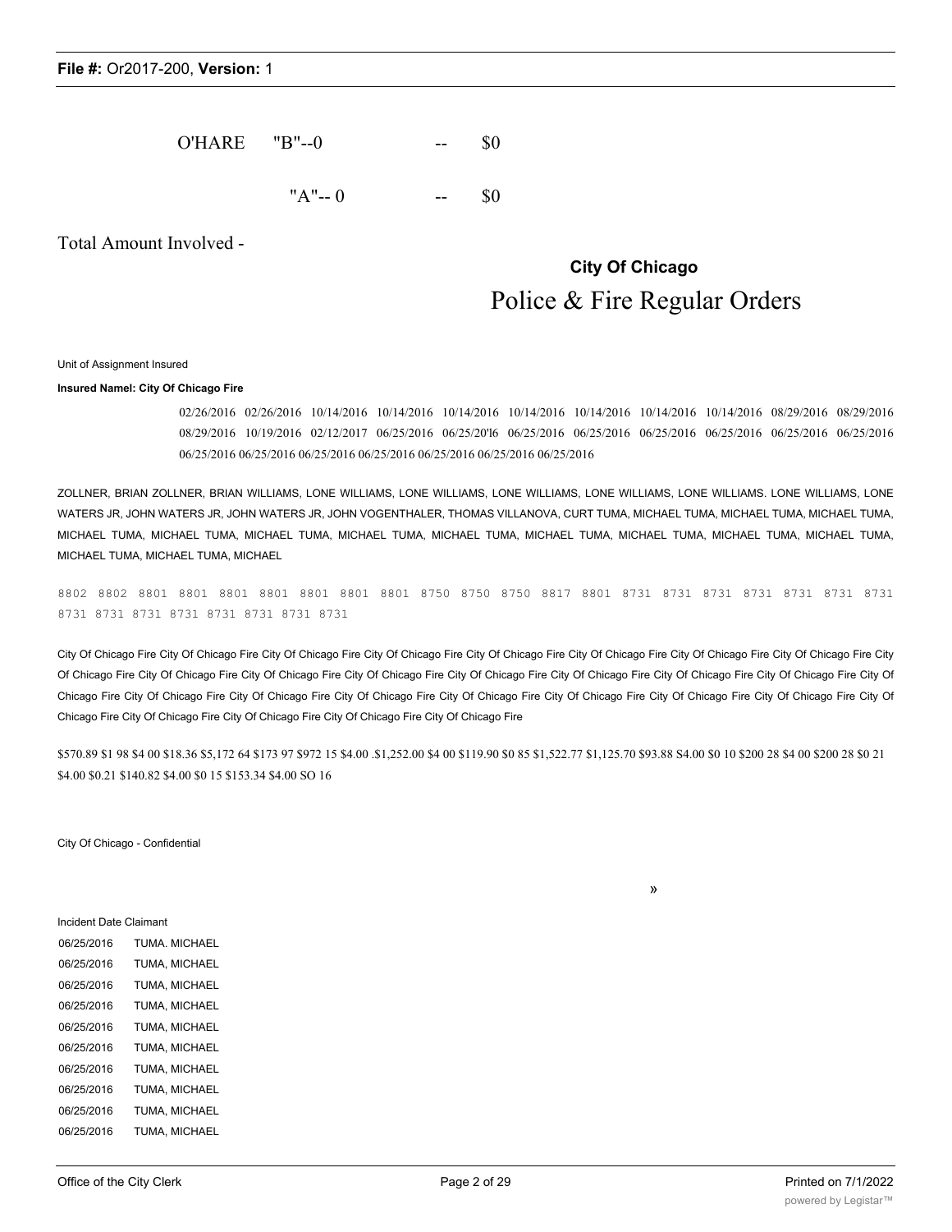O'HARE "B"--0 -- $0

"A"-- 0 -- $0

Total Amount Involved -

**City Of Chicago**

Police & Fire Regular Orders

Unit of Assignment Insured

**Insured Namel: City Of Chicago Fire**

02/26/2016 02/26/2016 10/14/2016 10/14/2016 10/14/2016 10/14/2016 10/14/2016 10/14/2016 10/14/2016 08/29/2016 08/29/2016 08/29/2016 10/19/2016 02/12/2017 06/25/2016 06/25/20'l6 06/25/2016 06/25/2016 06/25/2016 06/25/2016 06/25/2016 06/25/2016 06/25/2016 06/25/2016 06/25/2016 06/25/2016 06/25/2016 06/25/2016 06/25/2016

ZOLLNER, BRIAN ZOLLNER, BRIAN WILLIAMS, LONE WILLIAMS, LONE WILLIAMS, LONE WILLIAMS, LONE WILLIAMS, LONE WILLIAMS. LONE WILLIAMS, LONE WATERS JR, JOHN WATERS JR, JOHN WATERS JR, JOHN VOGENTHALER, THOMAS VILLANOVA, CURT TUMA, MICHAEL TUMA, MICHAEL TUMA, MICHAEL TUMA, MICHAEL TUMA, MICHAEL TUMA, MICHAEL TUMA, MICHAEL TUMA, MICHAEL TUMA, MICHAEL TUMA, MICHAEL TUMA, MICHAEL TUMA, MICHAEL TUMA, MICHAEL TUMA, MICHAEL TUMA, MICHAEL

8802 8802 8801 8801 8801 8801 8801 8801 8801 8750 8750 8750 8817 8801 8731 8731 8731 8731 8731 8731 8731 8731 8731 8731 8731 8731 8731 8731 8731

City Of Chicago Fire City Of Chicago Fire City Of Chicago Fire City Of Chicago Fire City Of Chicago Fire City Of Chicago Fire City Of Chicago Fire City Of Chicago Fire City Of Chicago Fire City Of Chicago Fire City Of Chicago Fire City Of Chicago Fire City Of Chicago Fire City Of Chicago Fire City Of Chicago Fire City Of Chicago Fire City Of Chicago Fire City Of Chicago Fire City Of Chicago Fire City Of Chicago Fire City Of Chicago Fire City Of Chicago Fire City Of Chicago Fire City Of Chicago Fire City Of Chicago Fire City Of Chicago Fire City Of Chicago Fire City Of Chicago Fire City Of Chicago Fire

$570.89 $1 98 $4 00 $18.36 $5,172 64 $173 97 $972 15 $4.00 .$1,252.00 $4 00 $119.90 $0 85 $1,522.77 $1,125.70 $93.88 S4.00 $0 10 $200 28 $4 00 $200 28 $0 21 $4.00 $0.21 $140.82 $4.00 $0 15 $153.34 $4.00 SO 16

City Of Chicago - Confidential

»

| Incident Date | Claimant |
|---|---|
| 06/25/2016 | TUMA. MICHAEL |
| 06/25/2016 | TUMA, MICHAEL |
| 06/25/2016 | TUMA, MICHAEL |
| 06/25/2016 | TUMA, MICHAEL |
| 06/25/2016 | TUMA, MICHAEL |
| 06/25/2016 | TUMA, MICHAEL |
| 06/25/2016 | TUMA, MICHAEL |
| 06/25/2016 | TUMA, MICHAEL |
| 06/25/2016 | TUMA, MICHAEL |
| 06/25/2016 | TUMA, MICHAEL |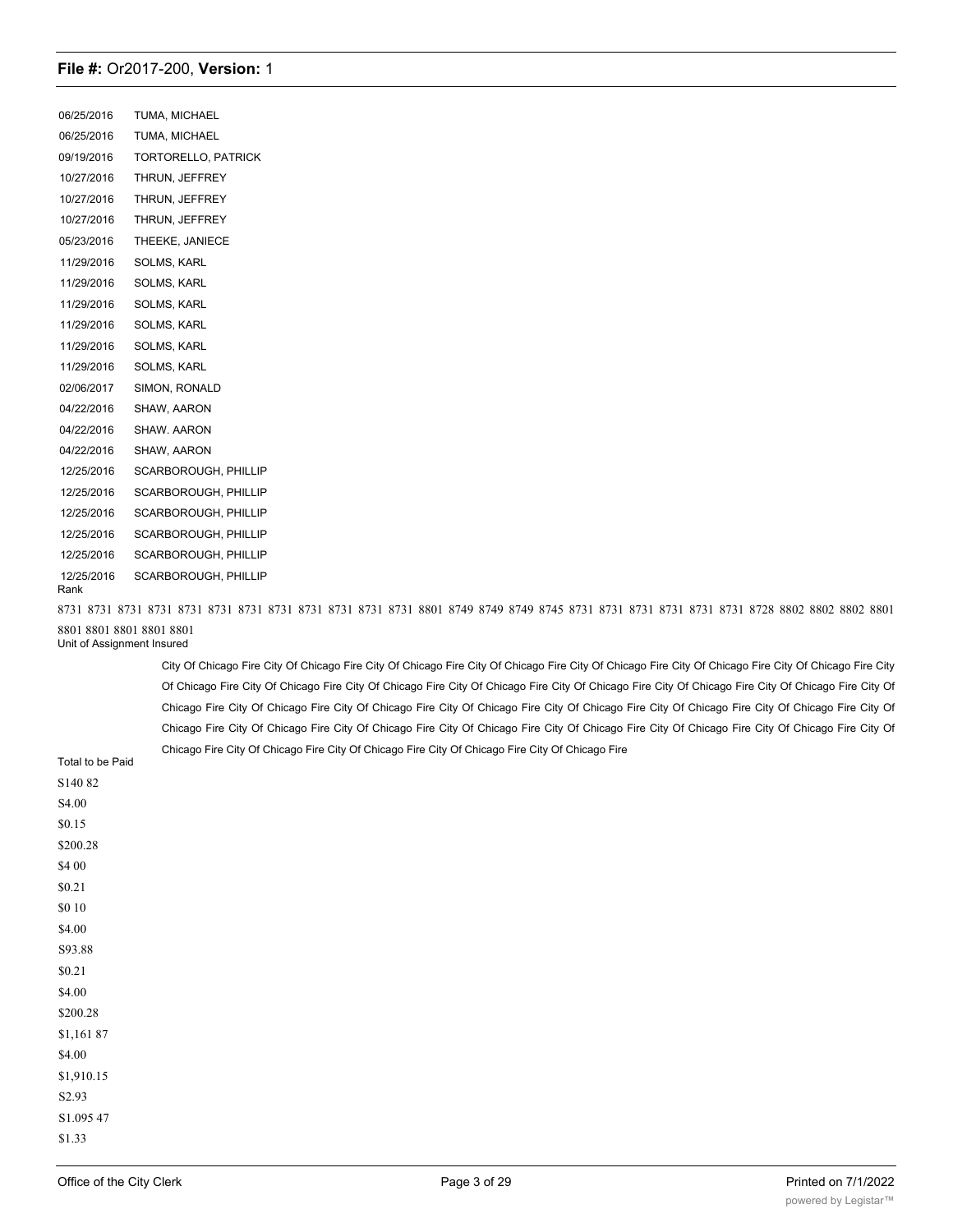| | |
|---|---|
| 06/25/2016 | TUMA, MICHAEL |
| 06/25/2016 | TUMA, MICHAEL |
| 09/19/2016 | TORTORELLO, PATRICK |
| 10/27/2016 | THRUN, JEFFREY |
| 10/27/2016 | THRUN, JEFFREY |
| 10/27/2016 | THRUN, JEFFREY |
| 05/23/2016 | THEEKE, JANIECE |
| 11/29/2016 | SOLMS, KARL |
| 11/29/2016 | SOLMS, KARL |
| 11/29/2016 | SOLMS, KARL |
| 11/29/2016 | SOLMS, KARL |
| 11/29/2016 | SOLMS, KARL |
| 11/29/2016 | SOLMS, KARL |
| 02/06/2017 | SIMON, RONALD |
| 04/22/2016 | SHAW, AARON |
| 04/22/2016 | SHAW. AARON |
| 04/22/2016 | SHAW, AARON |
| 12/25/2016 | SCARBOROUGH, PHILLIP |
| 12/25/2016 | SCARBOROUGH, PHILLIP |
| 12/25/2016 | SCARBOROUGH, PHILLIP |
| 12/25/2016 | SCARBOROUGH, PHILLIP |
| 12/25/2016 | SCARBOROUGH, PHILLIP |
| 12/25/2016 | SCARBOROUGH, PHILLIP |

Rank

8731 8731 8731 8731 8731 8731 8731 8731 8731 8731 8731 8731 8801 8749 8749 8749 8745 8731 8731 8731 8731 8731 8731 8728 8802 8802 8802 8801 8801 8801 8801 8801 8801

Unit of Assignment Insured

City Of Chicago Fire City Of Chicago Fire City Of Chicago Fire City Of Chicago Fire City Of Chicago Fire City Of Chicago Fire City Of Chicago Fire City Of Chicago Fire City Of Chicago Fire City Of Chicago Fire City Of Chicago Fire City Of Chicago Fire City Of Chicago Fire City Of Chicago Fire City Of Chicago Fire City Of Chicago Fire City Of Chicago Fire City Of Chicago Fire City Of Chicago Fire City Of Chicago Fire City Of Chicago Fire City Of Chicago Fire City Of Chicago Fire City Of Chicago Fire City Of Chicago Fire City Of Chicago Fire City Of Chicago Fire City Of Chicago Fire City Of Chicago Fire City Of Chicago Fire City Of Chicago Fire City Of Chicago Fire City Of Chicago Fire

Total to be Paid

S140 82

S4.00

$0.15

$200.28

$4 00

$0.21

$0 10

$4.00

S93.88

$0.21

$4.00

$200.28

$1,161 87

$4.00

$1,910.15

S2.93

S1.095 47

$1.33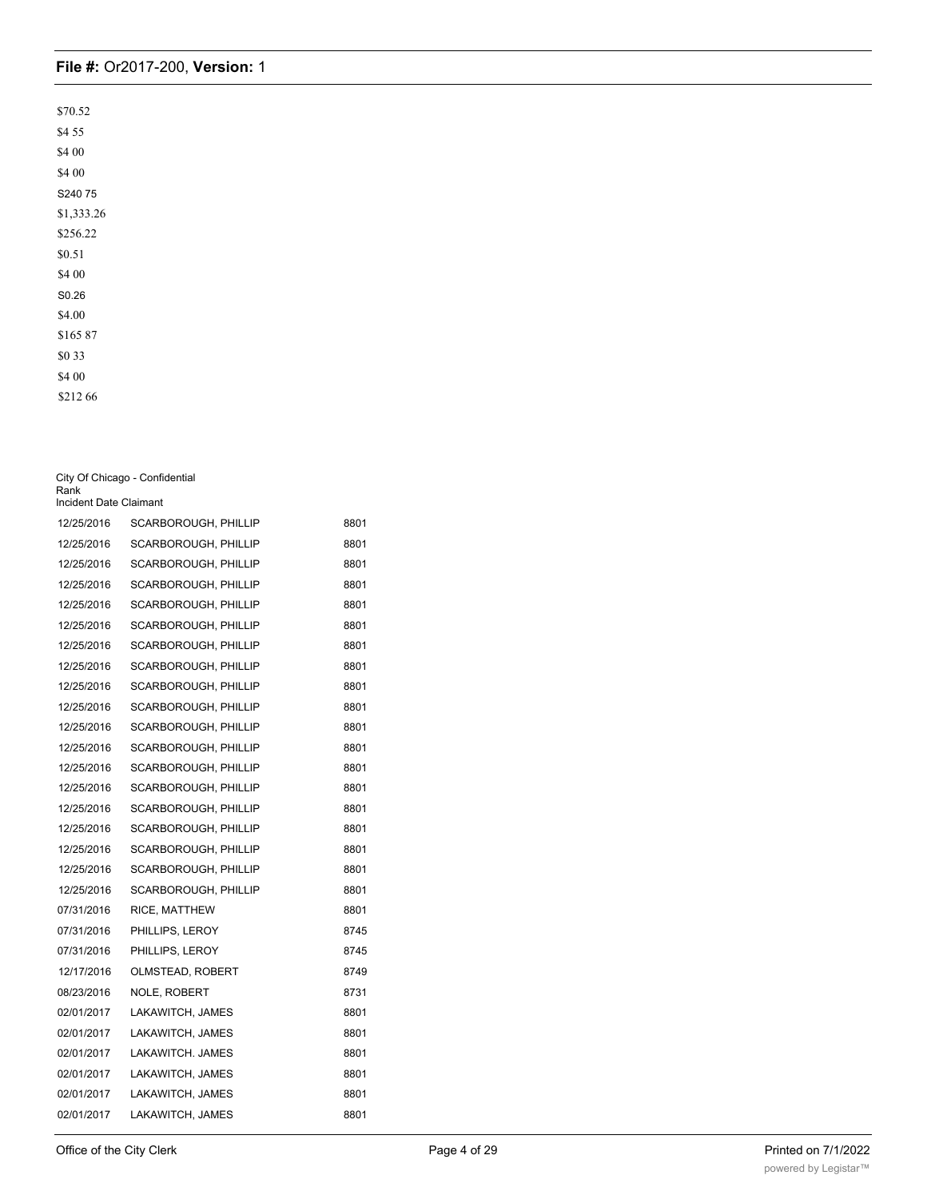$70.52

$4 55

$4 00

$4 00

S240 75

$1,333.26

$256.22

$0.51

$4 00

S0.26

$4.00

$165 87

$0 33

$4 00

$212 66

City Of Chicago - Confidential

| Incident Date | Claimant | Rank |
|---|---|---|
| 12/25/2016 | SCARBOROUGH, PHILLIP | 8801 |
| 12/25/2016 | SCARBOROUGH, PHILLIP | 8801 |
| 12/25/2016 | SCARBOROUGH, PHILLIP | 8801 |
| 12/25/2016 | SCARBOROUGH, PHILLIP | 8801 |
| 12/25/2016 | SCARBOROUGH, PHILLIP | 8801 |
| 12/25/2016 | SCARBOROUGH, PHILLIP | 8801 |
| 12/25/2016 | SCARBOROUGH, PHILLIP | 8801 |
| 12/25/2016 | SCARBOROUGH, PHILLIP | 8801 |
| 12/25/2016 | SCARBOROUGH, PHILLIP | 8801 |
| 12/25/2016 | SCARBOROUGH, PHILLIP | 8801 |
| 12/25/2016 | SCARBOROUGH, PHILLIP | 8801 |
| 12/25/2016 | SCARBOROUGH, PHILLIP | 8801 |
| 12/25/2016 | SCARBOROUGH, PHILLIP | 8801 |
| 12/25/2016 | SCARBOROUGH, PHILLIP | 8801 |
| 12/25/2016 | SCARBOROUGH, PHILLIP | 8801 |
| 12/25/2016 | SCARBOROUGH, PHILLIP | 8801 |
| 12/25/2016 | SCARBOROUGH, PHILLIP | 8801 |
| 12/25/2016 | SCARBOROUGH, PHILLIP | 8801 |
| 12/25/2016 | SCARBOROUGH, PHILLIP | 8801 |
| 07/31/2016 | RICE, MATTHEW | 8801 |
| 07/31/2016 | PHILLIPS, LEROY | 8745 |
| 07/31/2016 | PHILLIPS, LEROY | 8745 |
| 12/17/2016 | OLMSTEAD, ROBERT | 8749 |
| 08/23/2016 | NOLE, ROBERT | 8731 |
| 02/01/2017 | LAKAWITCH, JAMES | 8801 |
| 02/01/2017 | LAKAWITCH, JAMES | 8801 |
| 02/01/2017 | LAKAWITCH. JAMES | 8801 |
| 02/01/2017 | LAKAWITCH, JAMES | 8801 |
| 02/01/2017 | LAKAWITCH, JAMES | 8801 |
| 02/01/2017 | LAKAWITCH, JAMES | 8801 |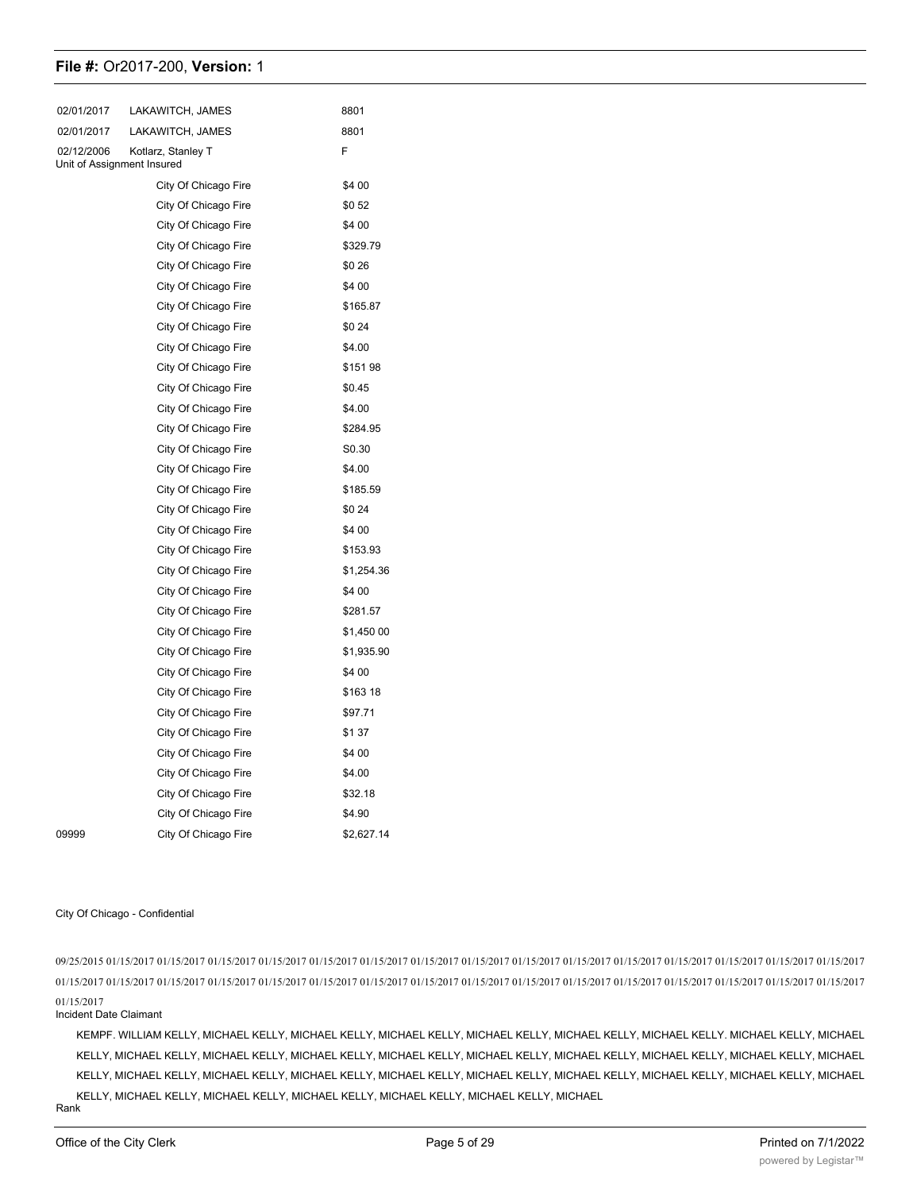| | | |
|---|---|---|
| 02/01/2017 | LAKAWITCH, JAMES | 8801 |
| 02/01/2017 | LAKAWITCH, JAMES | 8801 |
| 02/12/2006 | Kotlarz, Stanley T | F |

| Unit of Assignment | Insured | |
|---|---|---|
| | City Of Chicago Fire | $4 00 |
| | City Of Chicago Fire | $0 52 |
| | City Of Chicago Fire | $4 00 |
| | City Of Chicago Fire | $329.79 |
| | City Of Chicago Fire | $0 26 |
| | City Of Chicago Fire | $4 00 |
| | City Of Chicago Fire | $165.87 |
| | City Of Chicago Fire | $0 24 |
| | City Of Chicago Fire | $4.00 |
| | City Of Chicago Fire | $151 98 |
| | City Of Chicago Fire | $0.45 |
| | City Of Chicago Fire | $4.00 |
| | City Of Chicago Fire | $284.95 |
| | City Of Chicago Fire | S0.30 |
| | City Of Chicago Fire | $4.00 |
| | City Of Chicago Fire | $185.59 |
| | City Of Chicago Fire | $0 24 |
| | City Of Chicago Fire | $4 00 |
| | City Of Chicago Fire | $153.93 |
| | City Of Chicago Fire | $1,254.36 |
| | City Of Chicago Fire | $4 00 |
| | City Of Chicago Fire | $281.57 |
| | City Of Chicago Fire | $1,450 00 |
| | City Of Chicago Fire | $1,935.90 |
| | City Of Chicago Fire | $4 00 |
| | City Of Chicago Fire | $163 18 |
| | City Of Chicago Fire | $97.71 |
| | City Of Chicago Fire | $1 37 |
| | City Of Chicago Fire | $4 00 |
| | City Of Chicago Fire | $4.00 |
| | City Of Chicago Fire | $32.18 |
| | City Of Chicago Fire | $4.90 |
| 09999 | City Of Chicago Fire | $2,627.14 |

City Of Chicago - Confidential

09/25/2015 01/15/2017 01/15/2017 01/15/2017 01/15/2017 01/15/2017 01/15/2017 01/15/2017 01/15/2017 01/15/2017 01/15/2017 01/15/2017 01/15/2017 01/15/2017 01/15/2017 01/15/2017 01/15/2017 01/15/2017 01/15/2017 01/15/2017 01/15/2017 01/15/2017 01/15/2017 01/15/2017 01/15/2017 01/15/2017 01/15/2017 01/15/2017 01/15/2017 01/15/2017 01/15/2017 01/15/2017 01/15/2017

Incident Date Claimant

KEMPF. WILLIAM KELLY, MICHAEL KELLY, MICHAEL KELLY, MICHAEL KELLY, MICHAEL KELLY, MICHAEL KELLY, MICHAEL KELLY. MICHAEL KELLY, MICHAEL KELLY, MICHAEL KELLY, MICHAEL KELLY, MICHAEL KELLY, MICHAEL KELLY, MICHAEL KELLY, MICHAEL KELLY, MICHAEL KELLY, MICHAEL KELLY, MICHAEL KELLY, MICHAEL KELLY, MICHAEL KELLY, MICHAEL KELLY, MICHAEL KELLY, MICHAEL KELLY, MICHAEL KELLY, MICHAEL KELLY, MICHAEL KELLY, MICHAEL KELLY, MICHAEL KELLY, MICHAEL KELLY, MICHAEL KELLY, MICHAEL KELLY, MICHAEL KELLY, MICHAEL

Rank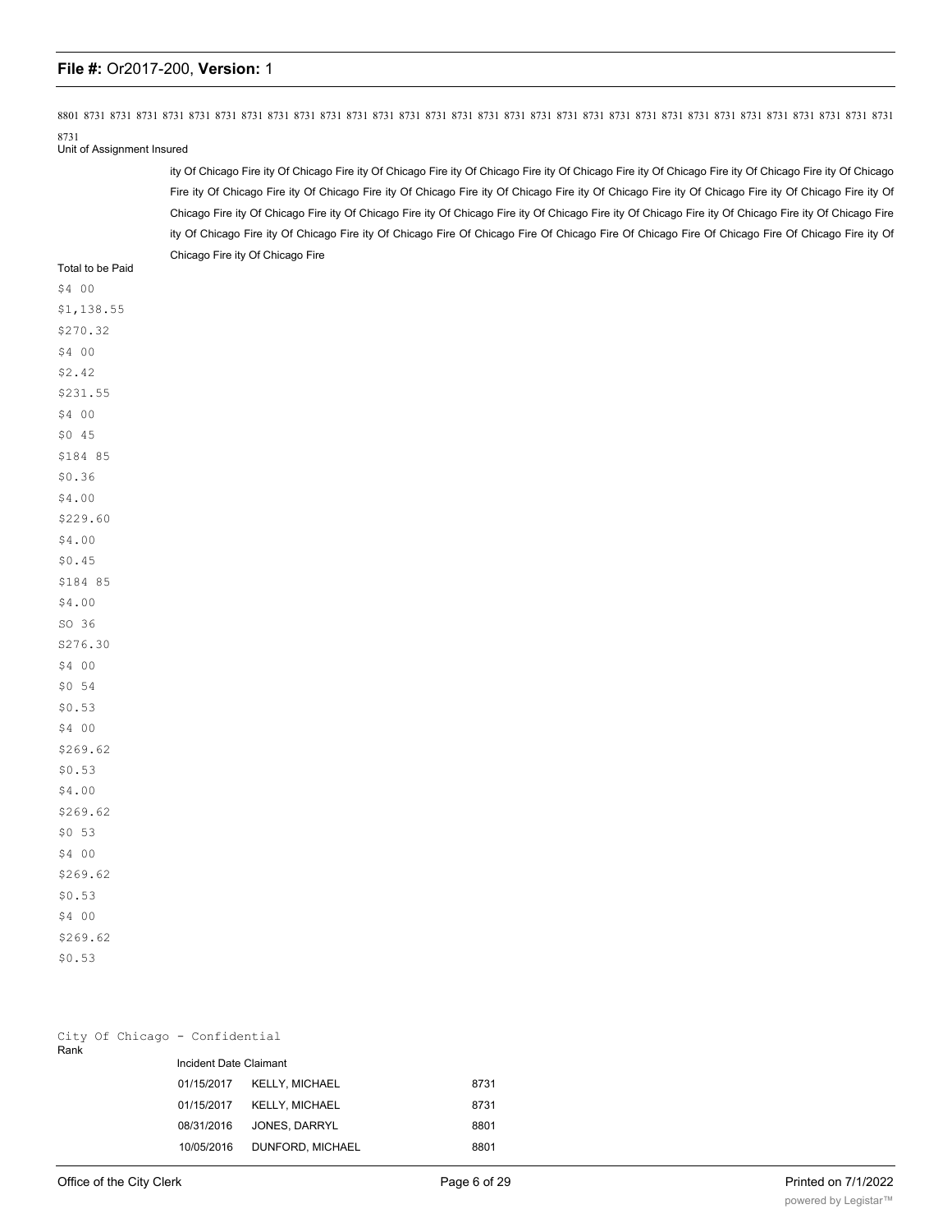8801 8731 8731 8731 8731 8731 8731 8731 8731 8731 8731 8731 8731 8731 8731 8731 8731 8731 8731 8731 8731 8731 8731 8731 8731 8731 8731 8731 8731 8731 8731 8731 8731

8731

Unit of Assignment Insured

ity Of Chicago Fire ity Of Chicago Fire ity Of Chicago Fire ity Of Chicago Fire ity Of Chicago Fire ity Of Chicago Fire ity Of Chicago Fire ity Of Chicago Fire ity Of Chicago Fire ity Of Chicago Fire ity Of Chicago Fire ity Of Chicago Fire ity Of Chicago Fire ity Of Chicago Fire ity Of Chicago Fire ity Of Chicago Fire ity Of Chicago Fire ity Of Chicago Fire ity Of Chicago Fire ity Of Chicago Fire ity Of Chicago Fire ity Of Chicago Fire ity Of Chicago Fire ity Of Chicago Fire ity Of Chicago Fire ity Of Chicago Fire ity Of Chicago Fire ity Of Chicago Fire ity Of Chicago Fire Of Chicago Fire Of Chicago Fire Of Chicago Fire Of Chicago Fire Of Chicago Fire Of Chicago Fire ity Of Chicago Fire ity Of Chicago Fire

Total to be Paid

$4 00
$1,138.55
$270.32
$4 00
$2.42
$231.55
$4 00
$0 45
$184 85
$0.36
$4.00
$229.60
$4.00
$0.45
$184 85
$4.00
SO 36
S276.30
$4 00
$0 54
$0.53
$4 00
$269.62
$0.53
$4.00
$269.62
$0 53
$4 00
$269.62
$0.53
$4 00
$269.62
$0.53

City Of Chicago - Confidential

Rank

| Incident Date | Claimant | |
|---|---|---|
| 01/15/2017 | KELLY, MICHAEL | 8731 |
| 01/15/2017 | KELLY, MICHAEL | 8731 |
| 08/31/2016 | JONES, DARRYL | 8801 |
| 10/05/2016 | DUNFORD, MICHAEL | 8801 |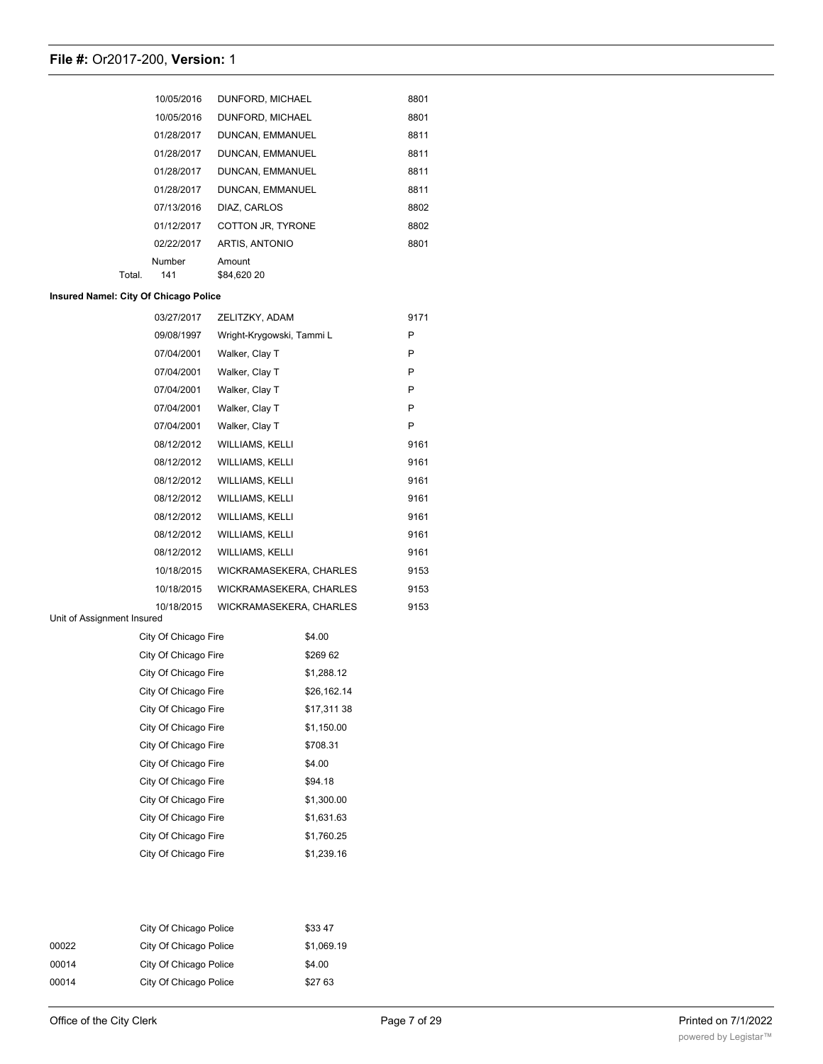| | | |
|---|---|---|
| 10/05/2016 | DUNFORD, MICHAEL | 8801 |
| 10/05/2016 | DUNFORD, MICHAEL | 8801 |
| 01/28/2017 | DUNCAN, EMMANUEL | 8811 |
| 01/28/2017 | DUNCAN, EMMANUEL | 8811 |
| 01/28/2017 | DUNCAN, EMMANUEL | 8811 |
| 01/28/2017 | DUNCAN, EMMANUEL | 8811 |
| 07/13/2016 | DIAZ, CARLOS | 8802 |
| 01/12/2017 | COTTON JR, TYRONE | 8802 |
| 02/22/2017 | ARTIS, ANTONIO | 8801 |

| | Number | Amount |
|---|---|---|
| Total. | 141 | $84,620 20 |

**Insured Namel: City Of Chicago Police**

| | | |
|---|---|---|
| 03/27/2017 | ZELITZKY, ADAM | 9171 |
| 09/08/1997 | Wright-Krygowski, Tammi L | P |
| 07/04/2001 | Walker, Clay T | P |
| 07/04/2001 | Walker, Clay T | P |
| 07/04/2001 | Walker, Clay T | P |
| 07/04/2001 | Walker, Clay T | P |
| 07/04/2001 | Walker, Clay T | P |
| 08/12/2012 | WILLIAMS, KELLI | 9161 |
| 08/12/2012 | WILLIAMS, KELLI | 9161 |
| 08/12/2012 | WILLIAMS, KELLI | 9161 |
| 08/12/2012 | WILLIAMS, KELLI | 9161 |
| 08/12/2012 | WILLIAMS, KELLI | 9161 |
| 08/12/2012 | WILLIAMS, KELLI | 9161 |
| 08/12/2012 | WILLIAMS, KELLI | 9161 |
| 10/18/2015 | WICKRAMASEKERA, CHARLES | 9153 |
| 10/18/2015 | WICKRAMASEKERA, CHARLES | 9153 |
| 10/18/2015 | WICKRAMASEKERA, CHARLES | 9153 |

| Unit of Assignment | Insured | |
|---|---|---|
| | City Of Chicago Fire | $4.00 |
| | City Of Chicago Fire | $269 62 |
| | City Of Chicago Fire | $1,288.12 |
| | City Of Chicago Fire | $26,162.14 |
| | City Of Chicago Fire | $17,311 38 |
| | City Of Chicago Fire | $1,150.00 |
| | City Of Chicago Fire | $708.31 |
| | City Of Chicago Fire | $4.00 |
| | City Of Chicago Fire | $94.18 |
| | City Of Chicago Fire | $1,300.00 |
| | City Of Chicago Fire | $1,631.63 |
| | City Of Chicago Fire | $1,760.25 |
| | City Of Chicago Fire | $1,239.16 |

| | | |
|---|---|---|
| | City Of Chicago Police | $33 47 |
| 00022 | City Of Chicago Police | $1,069.19 |
| 00014 | City Of Chicago Police | $4.00 |
| 00014 | City Of Chicago Police | $27 63 |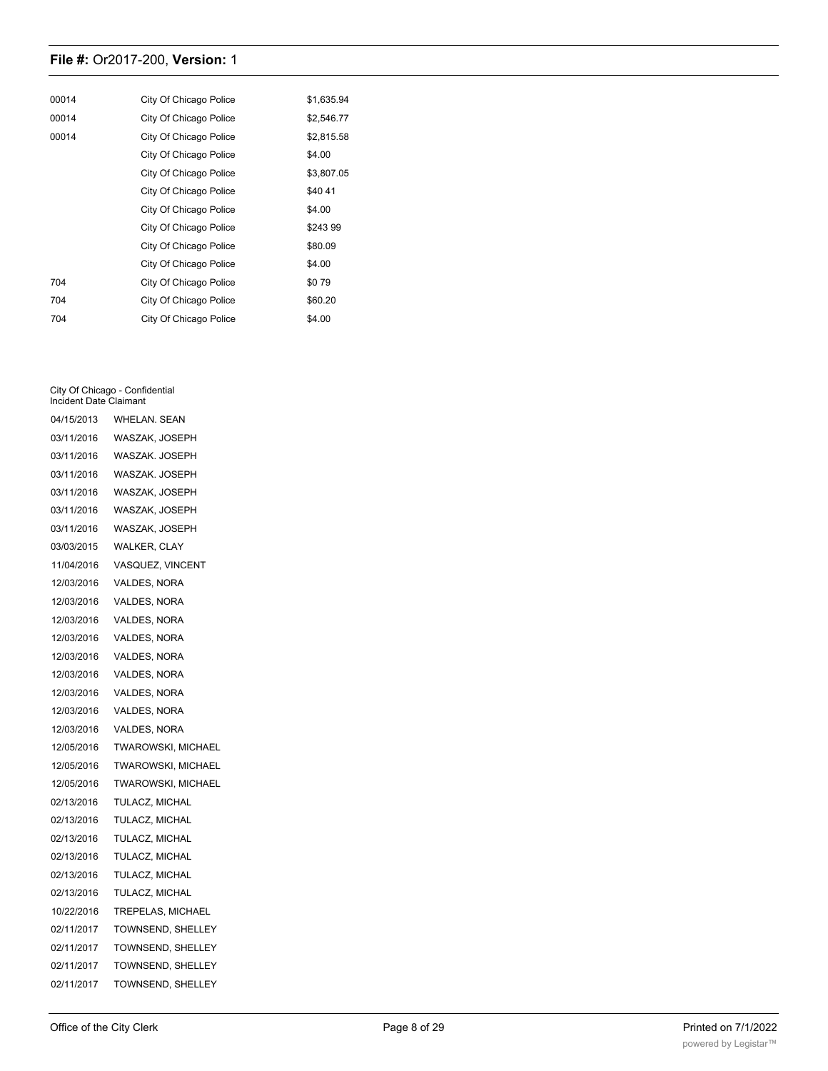| | | |
|---|---|---|
| 00014 | City Of Chicago Police | $1,635.94 |
| 00014 | City Of Chicago Police | $2,546.77 |
| 00014 | City Of Chicago Police | $2,815.58 |
| | City Of Chicago Police | $4.00 |
| | City Of Chicago Police | $3,807.05 |
| | City Of Chicago Police | $40 41 |
| | City Of Chicago Police | $4.00 |
| | City Of Chicago Police | $243 99 |
| | City Of Chicago Police | $80.09 |
| | City Of Chicago Police | $4.00 |
| 704 | City Of Chicago Police | $0 79 |
| 704 | City Of Chicago Police | $60.20 |
| 704 | City Of Chicago Police | $4.00 |

City Of Chicago - Confidential

| Incident Date | Claimant |
|---|---|
| 04/15/2013 | WHELAN. SEAN |
| 03/11/2016 | WASZAK, JOSEPH |
| 03/11/2016 | WASZAK. JOSEPH |
| 03/11/2016 | WASZAK. JOSEPH |
| 03/11/2016 | WASZAK, JOSEPH |
| 03/11/2016 | WASZAK, JOSEPH |
| 03/11/2016 | WASZAK, JOSEPH |
| 03/03/2015 | WALKER, CLAY |
| 11/04/2016 | VASQUEZ, VINCENT |
| 12/03/2016 | VALDES, NORA |
| 12/03/2016 | VALDES, NORA |
| 12/03/2016 | VALDES, NORA |
| 12/03/2016 | VALDES, NORA |
| 12/03/2016 | VALDES, NORA |
| 12/03/2016 | VALDES, NORA |
| 12/03/2016 | VALDES, NORA |
| 12/03/2016 | VALDES, NORA |
| 12/03/2016 | VALDES, NORA |
| 12/05/2016 | TWAROWSKI, MICHAEL |
| 12/05/2016 | TWAROWSKI, MICHAEL |
| 12/05/2016 | TWAROWSKI, MICHAEL |
| 02/13/2016 | TULACZ, MICHAL |
| 02/13/2016 | TULACZ, MICHAL |
| 02/13/2016 | TULACZ, MICHAL |
| 02/13/2016 | TULACZ, MICHAL |
| 02/13/2016 | TULACZ, MICHAL |
| 02/13/2016 | TULACZ, MICHAL |
| 10/22/2016 | TREPELAS, MICHAEL |
| 02/11/2017 | TOWNSEND, SHELLEY |
| 02/11/2017 | TOWNSEND, SHELLEY |
| 02/11/2017 | TOWNSEND, SHELLEY |
| 02/11/2017 | TOWNSEND, SHELLEY |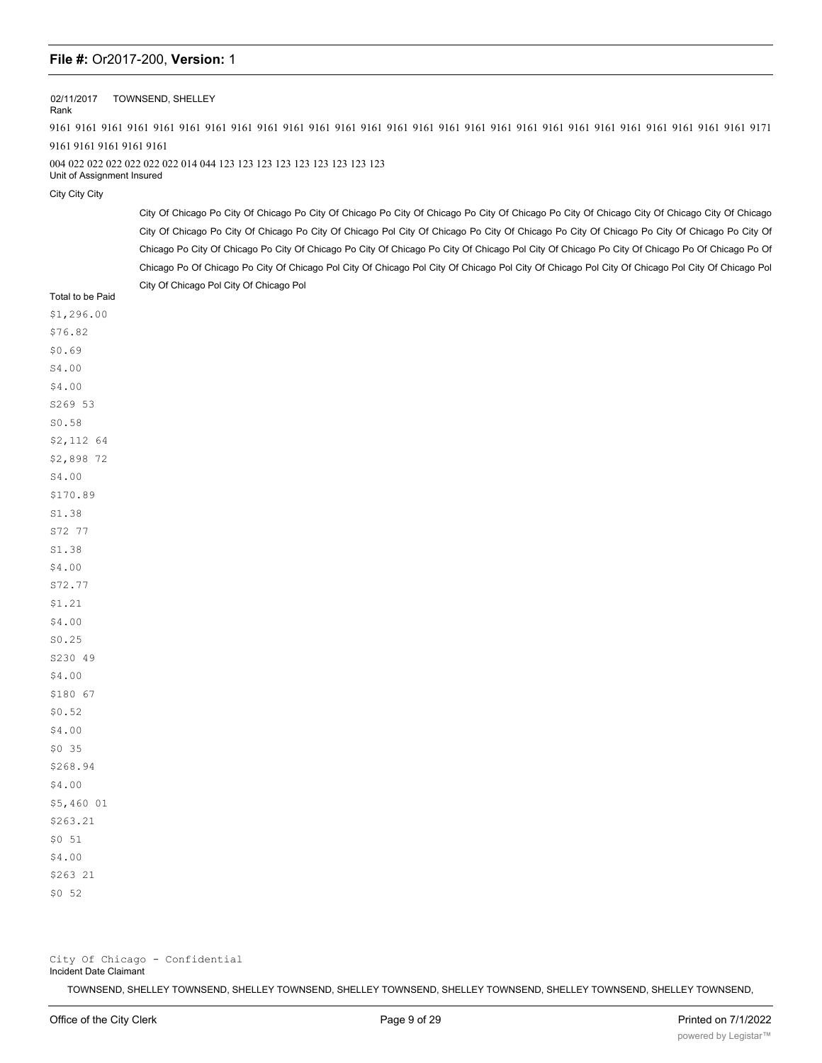02/11/2017 TOWNSEND, SHELLEY

Rank

9161 9161 9161 9161 9161 9161 9161 9161 9161 9161 9161 9161 9161 9161 9161 9161 9161 9161 9161 9161 9161 9161 9161 9161 9161 9161 9171 9161 9161 9161 9161 9161

004 022 022 022 022 022 022 014 044 123 123 123 123 123 123 123 123 123

Unit of Assignment Insured

City City City

City Of Chicago Po City Of Chicago Po City Of Chicago Po City Of Chicago Po City Of Chicago Po City Of Chicago City Of Chicago City Of Chicago City Of Chicago Po City Of Chicago Po City Of Chicago Pol City Of Chicago Po City Of Chicago Po City Of Chicago Po City Of Chicago Po City Of Chicago Po City Of Chicago Po City Of Chicago Po City Of Chicago Po City Of Chicago Pol City Of Chicago Po City Of Chicago Po Of Chicago Po Of Chicago Po Of Chicago Po City Of Chicago Pol City Of Chicago Pol City Of Chicago Pol City Of Chicago Pol City Of Chicago Pol City Of Chicago Pol City Of Chicago Pol City Of Chicago Pol

Total to be Paid

$1,296.00
$76.82
$0.69
S4.00
$4.00
S269 53
S0.58
$2,112 64
$2,898 72
S4.00
$170.89
S1.38
S72 77
S1.38
$4.00
S72.77
$1.21
$4.00
S0.25
S230 49
$4.00
$180 67
$0.52
$4.00
$0 35
$268.94
$4.00
$5,460 01
$263.21
$0 51
$4.00
$263 21
$0 52

City Of Chicago - Confidential

Incident Date Claimant

TOWNSEND, SHELLEY TOWNSEND, SHELLEY TOWNSEND, SHELLEY TOWNSEND, SHELLEY TOWNSEND, SHELLEY TOWNSEND, SHELLEY TOWNSEND,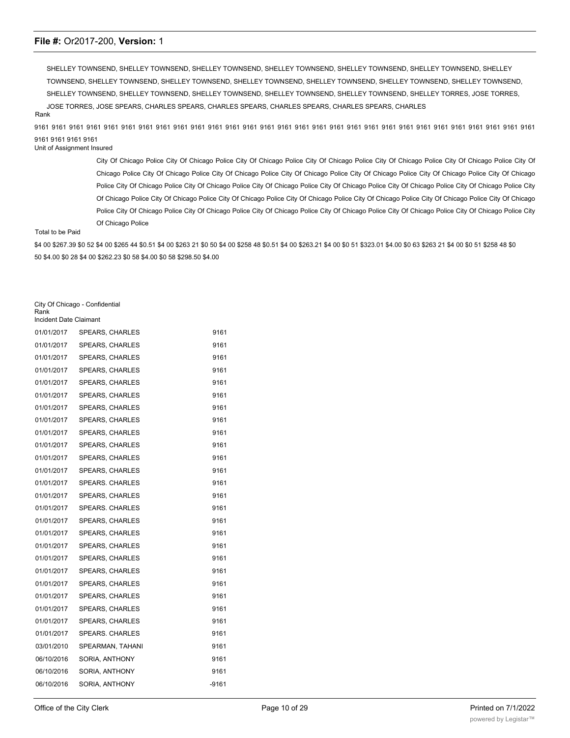SHELLEY TOWNSEND, SHELLEY TOWNSEND, SHELLEY TOWNSEND, SHELLEY TOWNSEND, SHELLEY TOWNSEND, SHELLEY TOWNSEND, SHELLEY TOWNSEND, SHELLEY TOWNSEND, SHELLEY TOWNSEND, SHELLEY TOWNSEND, SHELLEY TOWNSEND, SHELLEY TOWNSEND, SHELLEY TOWNSEND, SHELLEY TOWNSEND, SHELLEY TOWNSEND, SHELLEY TOWNSEND, SHELLEY TOWNSEND, SHELLEY TOWNSEND, SHELLEY TORRES, JOSE TORRES, JOSE TORRES, JOSE SPEARS, CHARLES SPEARS, CHARLES SPEARS, CHARLES SPEARS, CHARLES SPEARS, CHARLES

Rank

9161 9161 9161 9161 9161 9161 9161 9161 9161 9161 9161 9161 9161 9161 9161 9161 9161 9161 9161 9161 9161 9161 9161 9161 9161 9161 9161 9161 9161 9161 9161

Unit of Assignment Insured

City Of Chicago Police City Of Chicago Police City Of Chicago Police City Of Chicago Police City Of Chicago Police City Of Chicago Police City Of Chicago Police City Of Chicago Police City Of Chicago Police City Of Chicago Police City Of Chicago Police City Of Chicago Police City Of Chicago Police City Of Chicago Police City Of Chicago Police City Of Chicago Police City Of Chicago Police City Of Chicago Police City Of Chicago Police City Of Chicago Police City Of Chicago Police City Of Chicago Police City Of Chicago Police City Of Chicago Police City Of Chicago Police City Of Chicago Police City Of Chicago Police City Of Chicago Police City Of Chicago Police City Of Chicago Police City Of Chicago Police City Of Chicago Police City Of Chicago Police City Of Chicago Police

Total to be Paid

$4 00 $267.39 $0 52 $4 00 $265 44 $0.51 $4 00 $263 21 $0 50 $4 00 $258 48 $0.51 $4 00 $263.21 $4 00 $0 51 $323.01 $4.00 $0 63 $263 21 $4 00 $0 51 $258 48 $0 50 $4.00 $0 28 $4 00 $262.23 $0 58 $4.00 $0 58 $298.50 $4.00

City Of Chicago - Confidential

| Incident Date | Claimant | Rank |
|---|---|---|
| 01/01/2017 | SPEARS, CHARLES | 9161 |
| 01/01/2017 | SPEARS, CHARLES | 9161 |
| 01/01/2017 | SPEARS, CHARLES | 9161 |
| 01/01/2017 | SPEARS, CHARLES | 9161 |
| 01/01/2017 | SPEARS, CHARLES | 9161 |
| 01/01/2017 | SPEARS, CHARLES | 9161 |
| 01/01/2017 | SPEARS, CHARLES | 9161 |
| 01/01/2017 | SPEARS, CHARLES | 9161 |
| 01/01/2017 | SPEARS, CHARLES | 9161 |
| 01/01/2017 | SPEARS, CHARLES | 9161 |
| 01/01/2017 | SPEARS, CHARLES | 9161 |
| 01/01/2017 | SPEARS, CHARLES | 9161 |
| 01/01/2017 | SPEARS. CHARLES | 9161 |
| 01/01/2017 | SPEARS, CHARLES | 9161 |
| 01/01/2017 | SPEARS. CHARLES | 9161 |
| 01/01/2017 | SPEARS, CHARLES | 9161 |
| 01/01/2017 | SPEARS, CHARLES | 9161 |
| 01/01/2017 | SPEARS, CHARLES | 9161 |
| 01/01/2017 | SPEARS, CHARLES | 9161 |
| 01/01/2017 | SPEARS, CHARLES | 9161 |
| 01/01/2017 | SPEARS, CHARLES | 9161 |
| 01/01/2017 | SPEARS, CHARLES | 9161 |
| 01/01/2017 | SPEARS, CHARLES | 9161 |
| 01/01/2017 | SPEARS, CHARLES | 9161 |
| 01/01/2017 | SPEARS. CHARLES | 9161 |
| 03/01/2010 | SPEARMAN, TAHANI | 9161 |
| 06/10/2016 | SORIA, ANTHONY | 9161 |
| 06/10/2016 | SORIA, ANTHONY | 9161 |
| 06/10/2016 | SORIA, ANTHONY | -9161 |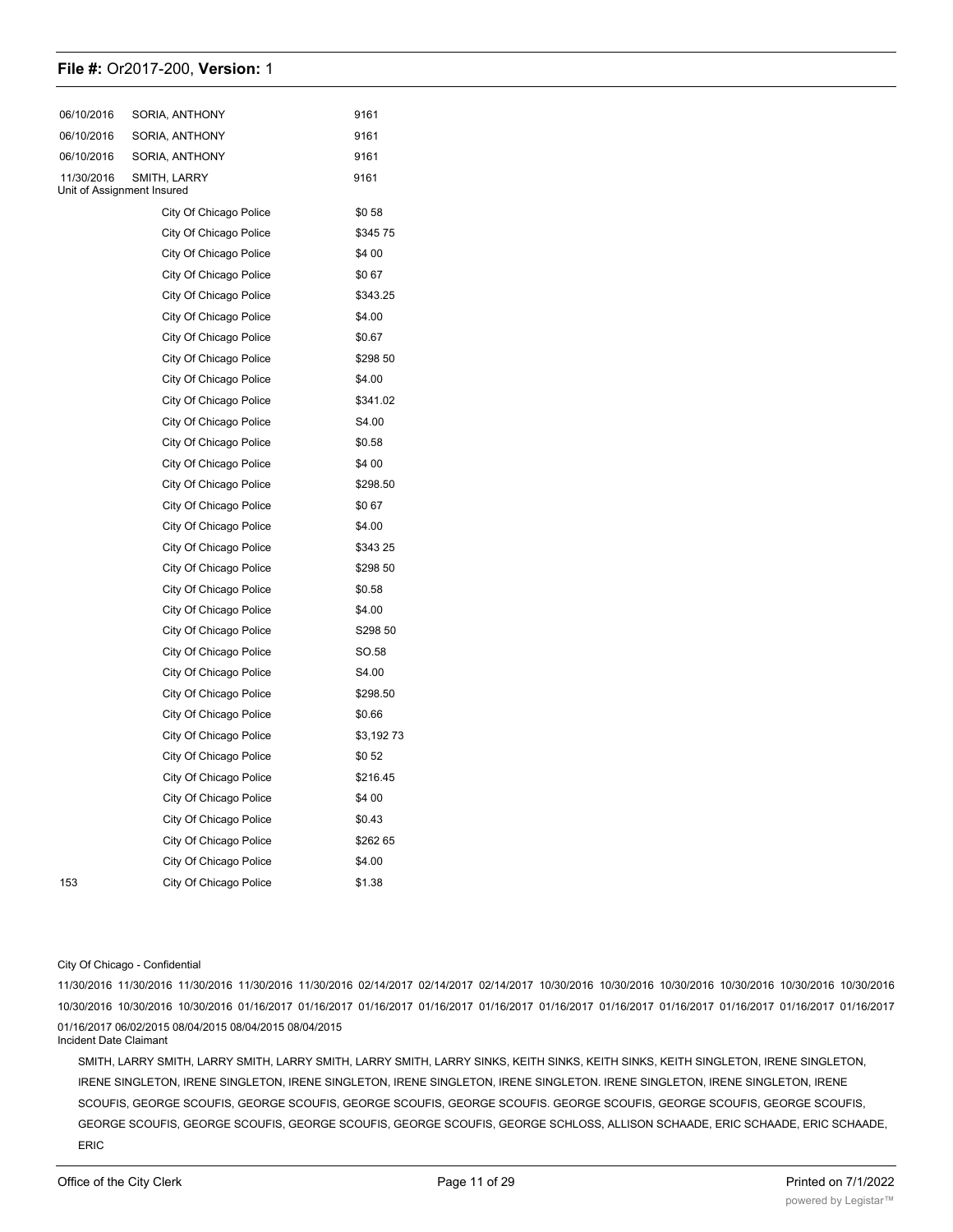| | | |
|---|---|---|
| 06/10/2016 | SORIA, ANTHONY | 9161 |
| 06/10/2016 | SORIA, ANTHONY | 9161 |
| 06/10/2016 | SORIA, ANTHONY | 9161 |
| 11/30/2016 | SMITH, LARRY | 9161 |

Unit of Assignment Insured

| | | |
|---|---|---|
| | City Of Chicago Police | $0 58 |
| | City Of Chicago Police | $345 75 |
| | City Of Chicago Police | $4 00 |
| | City Of Chicago Police | $0 67 |
| | City Of Chicago Police | $343.25 |
| | City Of Chicago Police | $4.00 |
| | City Of Chicago Police | $0.67 |
| | City Of Chicago Police | $298 50 |
| | City Of Chicago Police | $4.00 |
| | City Of Chicago Police | $341.02 |
| | City Of Chicago Police | S4.00 |
| | City Of Chicago Police | $0.58 |
| | City Of Chicago Police | $4 00 |
| | City Of Chicago Police | $298.50 |
| | City Of Chicago Police | $0 67 |
| | City Of Chicago Police | $4.00 |
| | City Of Chicago Police | $343 25 |
| | City Of Chicago Police | $298 50 |
| | City Of Chicago Police | $0.58 |
| | City Of Chicago Police | $4.00 |
| | City Of Chicago Police | S298 50 |
| | City Of Chicago Police | SO.58 |
| | City Of Chicago Police | S4.00 |
| | City Of Chicago Police | $298.50 |
| | City Of Chicago Police | $0.66 |
| | City Of Chicago Police | $3,192 73 |
| | City Of Chicago Police | $0 52 |
| | City Of Chicago Police | $216.45 |
| | City Of Chicago Police | $4 00 |
| | City Of Chicago Police | $0.43 |
| | City Of Chicago Police | $262 65 |
| | City Of Chicago Police | $4.00 |
| 153 | City Of Chicago Police | $1.38 |

City Of Chicago - Confidential

11/30/2016 11/30/2016 11/30/2016 11/30/2016 11/30/2016 02/14/2017 02/14/2017 02/14/2017 10/30/2016 10/30/2016 10/30/2016 10/30/2016 10/30/2016 10/30/2016 10/30/2016 10/30/2016 10/30/2016 01/16/2017 01/16/2017 01/16/2017 01/16/2017 01/16/2017 01/16/2017 01/16/2017 01/16/2017 01/16/2017 01/16/2017 01/16/2017 01/16/2017 06/02/2015 08/04/2015 08/04/2015 08/04/2015

Incident Date Claimant

SMITH, LARRY SMITH, LARRY SMITH, LARRY SMITH, LARRY SMITH, LARRY SINKS, KEITH SINKS, KEITH SINKS, KEITH SINGLETON, IRENE SINGLETON, IRENE SINGLETON, IRENE SINGLETON, IRENE SINGLETON, IRENE SINGLETON, IRENE SINGLETON. IRENE SINGLETON, IRENE SINGLETON, IRENE SCOUFIS, GEORGE SCOUFIS, GEORGE SCOUFIS, GEORGE SCOUFIS, GEORGE SCOUFIS. GEORGE SCOUFIS, GEORGE SCOUFIS, GEORGE SCOUFIS, GEORGE SCOUFIS, GEORGE SCOUFIS, GEORGE SCOUFIS, GEORGE SCOUFIS, GEORGE SCHLOSS, ALLISON SCHAADE, ERIC SCHAADE, ERIC SCHAADE, ERIC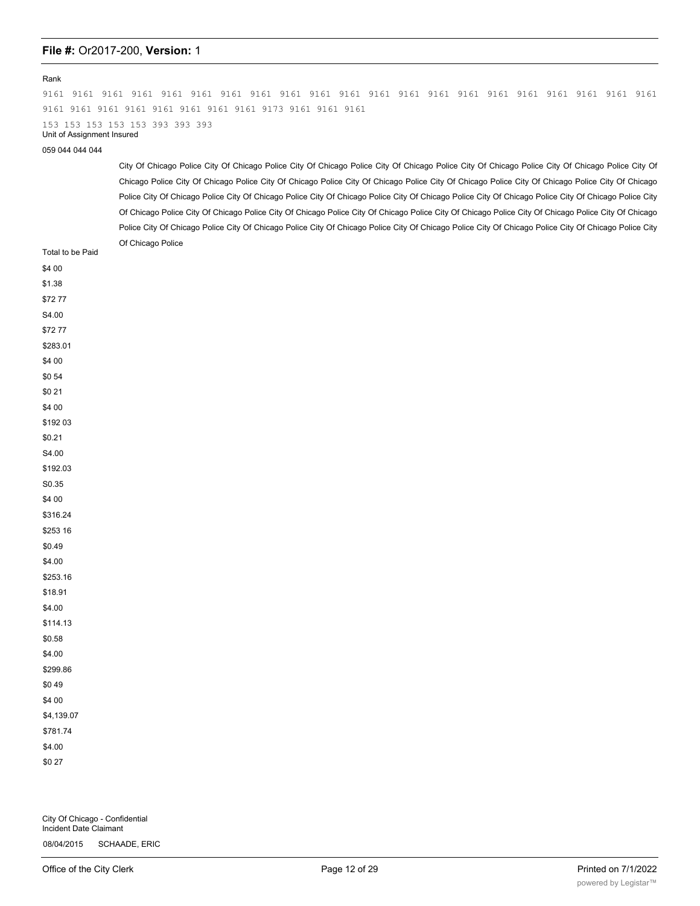Rank

9161 9161 9161 9161 9161 9161 9161 9161 9161 9161 9161 9161 9161 9161 9161 9161 9161 9161 9161 9161 9161 9161 9161 9161 9161 9161 9161 9161 9161 9173 9161 9161 9161

153 153 153 153 153 393 393 393

Unit of Assignment Insured

059 044 044 044

City Of Chicago Police City Of Chicago Police City Of Chicago Police City Of Chicago Police City Of Chicago Police City Of Chicago Police City Of Chicago Police City Of Chicago Police City Of Chicago Police City Of Chicago Police City Of Chicago Police City Of Chicago Police City Of Chicago Police City Of Chicago Police City Of Chicago Police City Of Chicago Police City Of Chicago Police City Of Chicago Police City Of Chicago Police City Of Chicago Police City Of Chicago Police City Of Chicago Police City Of Chicago Police City Of Chicago Police City Of Chicago Police City Of Chicago Police City Of Chicago Police City Of Chicago Police City Of Chicago Police City Of Chicago Police City Of Chicago Police City Of Chicago Police City Of Chicago Police

Total to be Paid

$4 00
$1.38
$72 77
S4.00
$72 77
$283.01
$4 00
$0 54
$0 21
$4 00
$192 03
$0.21
S4.00
$192.03
S0.35
$4 00
$316.24
$253 16
$0.49
$4.00
$253.16
$18.91
$4.00
$114.13
$0.58
$4.00
$299.86
$0 49
$4 00
$4,139.07
$781.74
$4.00
$0 27

City Of Chicago - Confidential
Incident Date Claimant

08/04/2015 SCHAADE, ERIC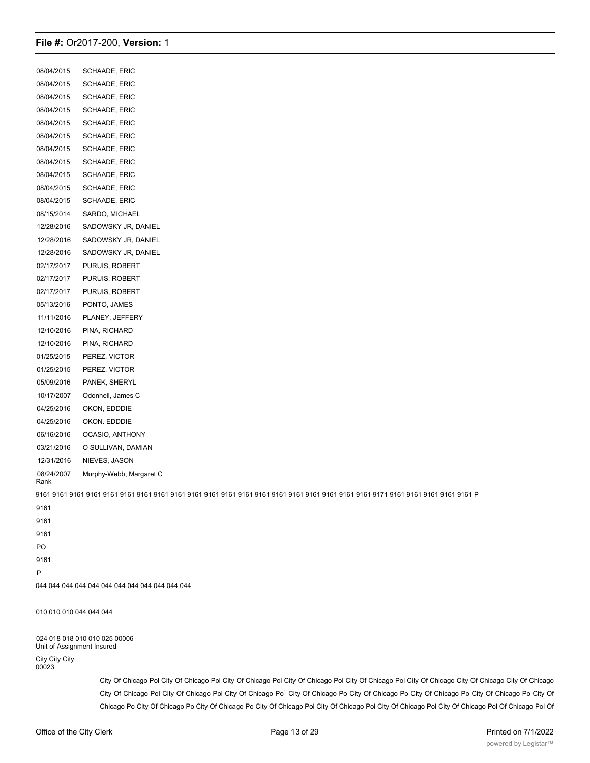| | |
|---|---|
| 08/04/2015 | SCHAADE, ERIC |
| 08/04/2015 | SCHAADE, ERIC |
| 08/04/2015 | SCHAADE, ERIC |
| 08/04/2015 | SCHAADE, ERIC |
| 08/04/2015 | SCHAADE, ERIC |
| 08/04/2015 | SCHAADE, ERIC |
| 08/04/2015 | SCHAADE, ERIC |
| 08/04/2015 | SCHAADE, ERIC |
| 08/04/2015 | SCHAADE, ERIC |
| 08/04/2015 | SCHAADE, ERIC |
| 08/04/2015 | SCHAADE, ERIC |
| 08/15/2014 | SARDO, MICHAEL |
| 12/28/2016 | SADOWSKY JR, DANIEL |
| 12/28/2016 | SADOWSKY JR, DANIEL |
| 12/28/2016 | SADOWSKY JR, DANIEL |
| 02/17/2017 | PURUIS, ROBERT |
| 02/17/2017 | PURUIS, ROBERT |
| 02/17/2017 | PURUIS, ROBERT |
| 05/13/2016 | PONTO, JAMES |
| 11/11/2016 | PLANEY, JEFFERY |
| 12/10/2016 | PINA, RICHARD |
| 12/10/2016 | PINA, RICHARD |
| 01/25/2015 | PEREZ, VICTOR |
| 01/25/2015 | PEREZ, VICTOR |
| 05/09/2016 | PANEK, SHERYL |
| 10/17/2007 | Odonnell, James C |
| 04/25/2016 | OKON, EDDDIE |
| 04/25/2016 | OKON. EDDDIE |
| 06/16/2016 | OCASIO, ANTHONY |
| 03/21/2016 | O SULLIVAN, DAMIAN |
| 12/31/2016 | NIEVES, JASON |
| 08/24/2007 | Murphy-Webb, Margaret C |

Rank

9161 9161 9161 9161 9161 9161 9161 9161 9161 9161 9161 9161 9161 9161 9161 9161 9161 9161 9161 9171 9161 9161 9161 9161 9161 P

9161

9161

9161

PO

9161

P

044 044 044 044 044 044 044 044 044 044 044 044

010 010 010 044 044 044

024 018 018 010 010 025 00006

Unit of Assignment Insured

City City City

00023

City Of Chicago Pol City Of Chicago Pol City Of Chicago Pol City Of Chicago Pol City Of Chicago Pol City Of Chicago City Of Chicago City Of Chicago City Of Chicago Pol City Of Chicago Pol City Of Chicago Po[1] City Of Chicago Po City Of Chicago Po City Of Chicago Po City Of Chicago Po City Of Chicago Po City Of Chicago Po City Of Chicago Po City Of Chicago Po City Of Chicago Pol City Of Chicago Pol City Of Chicago Pol City Of Chicago Pol Of Chicago Pol Of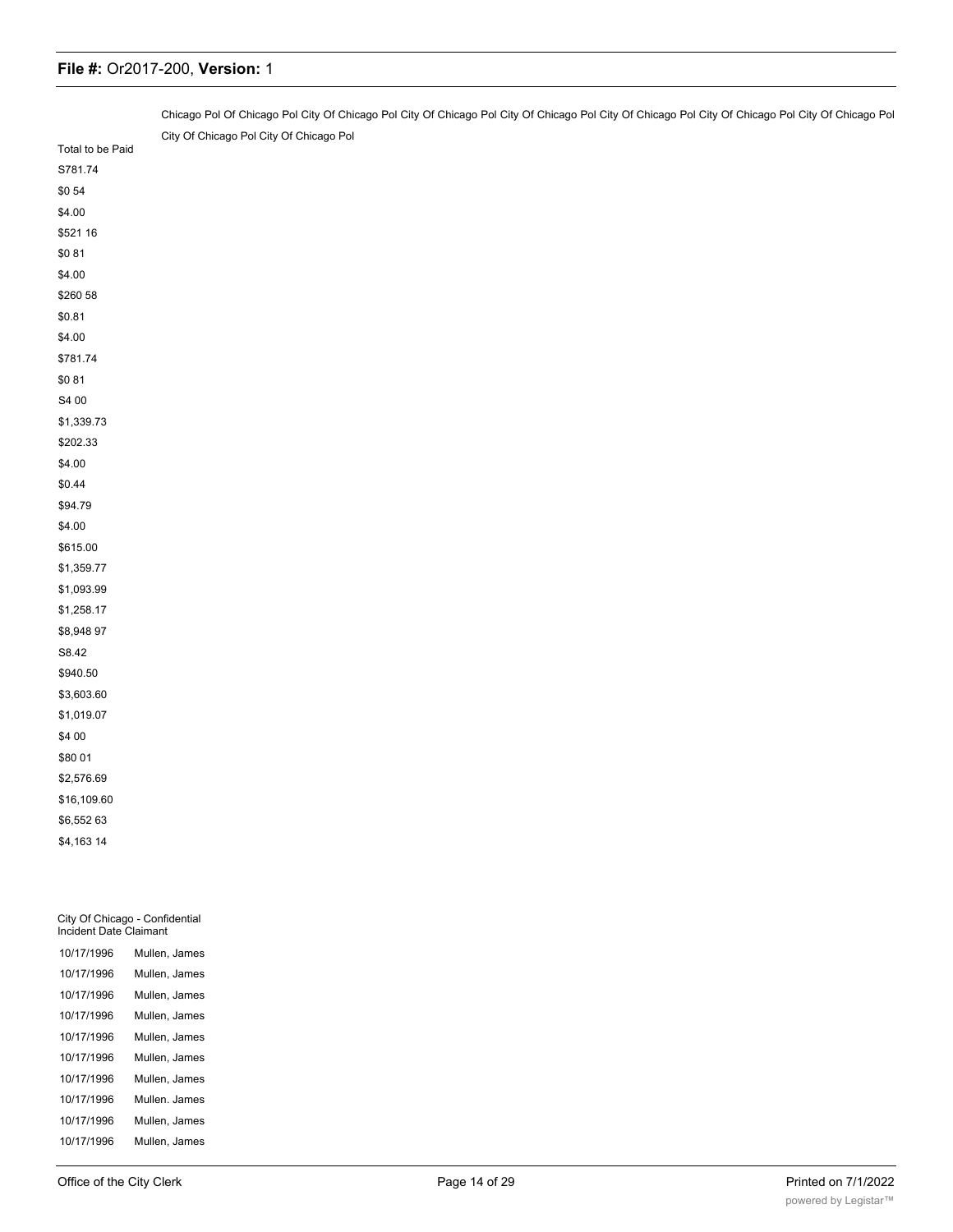Chicago Pol Of Chicago Pol City Of Chicago Pol City Of Chicago Pol City Of Chicago Pol City Of Chicago Pol City Of Chicago Pol City Of Chicago Pol City Of Chicago Pol City Of Chicago Pol City Of Chicago Pol

| Total to be Paid |
|---|
| S781.74 |
| $0 54 |
| $4.00 |
| $521 16 |
| $0 81 |
| $4.00 |
| $260 58 |
| $0.81 |
| $4.00 |
| $781.74 |
| $0 81 |
| S4 00 |
| $1,339.73 |
| $202.33 |
| $4.00 |
| $0.44 |
| $94.79 |
| $4.00 |
| $615.00 |
| $1,359.77 |
| $1,093.99 |
| $1,258.17 |
| $8,948 97 |
| S8.42 |
| $940.50 |
| $3,603.60 |
| $1,019.07 |
| $4 00 |
| $80 01 |
| $2,576.69 |
| $16,109.60 |
| $6,552 63 |
| $4,163 14 |

City Of Chicago - Confidential

| Incident Date | Claimant |
|---|---|
| 10/17/1996 | Mullen, James |
| 10/17/1996 | Mullen, James |
| 10/17/1996 | Mullen, James |
| 10/17/1996 | Mullen, James |
| 10/17/1996 | Mullen, James |
| 10/17/1996 | Mullen, James |
| 10/17/1996 | Mullen, James |
| 10/17/1996 | Mullen. James |
| 10/17/1996 | Mullen, James |
| 10/17/1996 | Mullen, James |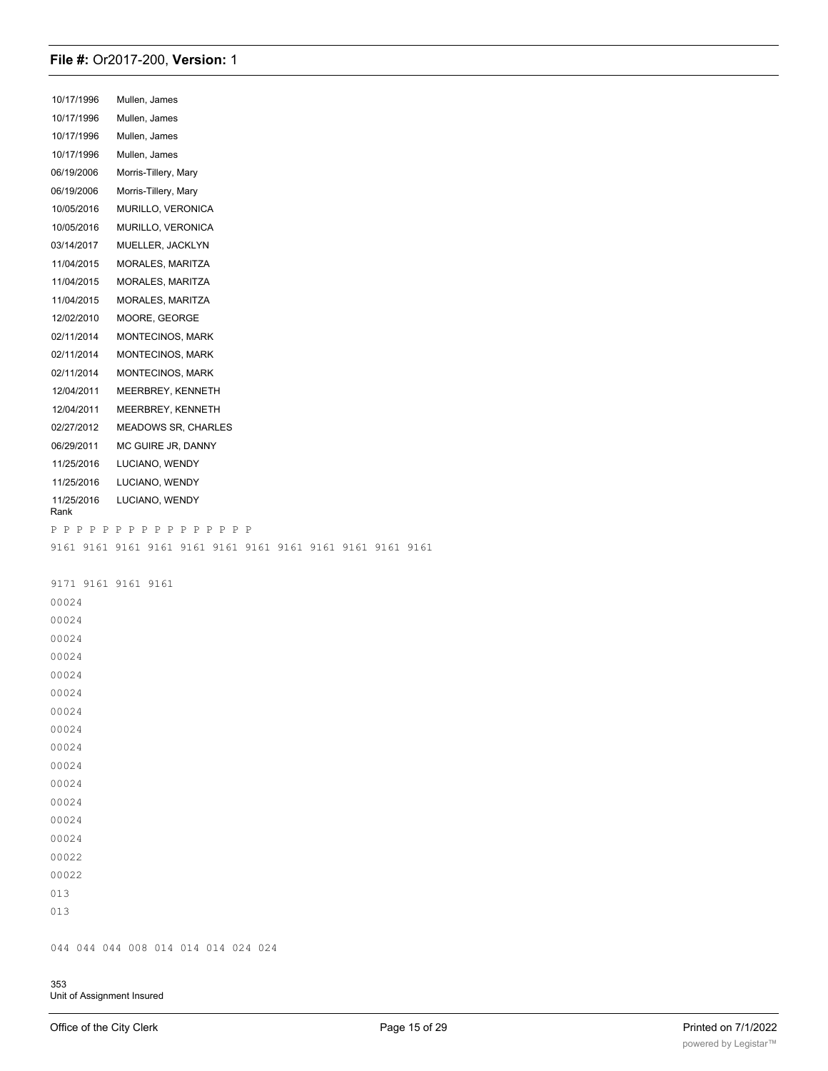| | |
|---|---|
| 10/17/1996 | Mullen, James |
| 10/17/1996 | Mullen, James |
| 10/17/1996 | Mullen, James |
| 10/17/1996 | Mullen, James |
| 06/19/2006 | Morris-Tillery, Mary |
| 06/19/2006 | Morris-Tillery, Mary |
| 10/05/2016 | MURILLO, VERONICA |
| 10/05/2016 | MURILLO, VERONICA |
| 03/14/2017 | MUELLER, JACKLYN |
| 11/04/2015 | MORALES, MARITZA |
| 11/04/2015 | MORALES, MARITZA |
| 11/04/2015 | MORALES, MARITZA |
| 12/02/2010 | MOORE, GEORGE |
| 02/11/2014 | MONTECINOS, MARK |
| 02/11/2014 | MONTECINOS, MARK |
| 02/11/2014 | MONTECINOS, MARK |
| 12/04/2011 | MEERBREY, KENNETH |
| 12/04/2011 | MEERBREY, KENNETH |
| 02/27/2012 | MEADOWS SR, CHARLES |
| 06/29/2011 | MC GUIRE JR, DANNY |
| 11/25/2016 | LUCIANO, WENDY |
| 11/25/2016 | LUCIANO, WENDY |
| 11/25/2016 | LUCIANO, WENDY |

Rank

P P P P P P P P P P P P P P P P

9161 9161 9161 9161 9161 9161 9161 9161 9161 9161 9161 9161

9171 9161 9161 9161

00024

00024

00024

00024

00024

00024

00024

00024

00024

00024

00024

00024

00024

00024

00022

00022

013

013

044 044 044 008 014 014 014 024 024

353

Unit of Assignment Insured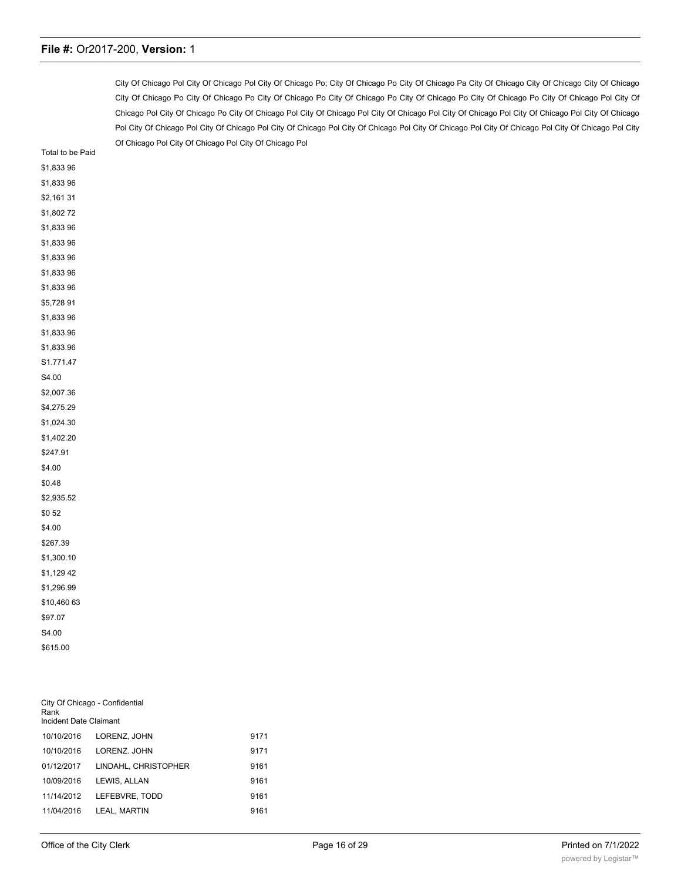City Of Chicago Pol City Of Chicago Pol City Of Chicago Po; City Of Chicago Po City Of Chicago Pa City Of Chicago City Of Chicago City Of Chicago City Of Chicago Po City Of Chicago Po City Of Chicago Po City Of Chicago Po City Of Chicago Po City Of Chicago Po City Of Chicago Pol City Of Chicago Pol City Of Chicago Po City Of Chicago Pol City Of Chicago Pol City Of Chicago Pol City Of Chicago Pol City Of Chicago Pol City Of Chicago Pol City Of Chicago Pol City Of Chicago Pol City Of Chicago Pol City Of Chicago Pol City Of Chicago Pol City Of Chicago Pol City Of Chicago Pol City Of Chicago Pol City Of Chicago Pol City Of Chicago Pol City Of Chicago Pol

Total to be Paid

$1,833 96
$1,833 96
$2,161 31
$1,802 72
$1,833 96
$1,833 96
$1,833 96
$1,833 96
$1,833 96
$5,728 91
$1,833 96
$1,833.96
$1,833.96
S1.771.47
S4.00
$2,007.36
$4,275.29
$1,024.30
$1,402.20
$247.91
$4.00
$0.48
$2,935.52
$0 52
$4.00
$267.39
$1,300.10
$1,129 42
$1,296.99
$10,460 63
$97.07
S4.00
$615.00

City Of Chicago - Confidential

| Incident Date | Claimant | Rank |
|---|---|---|
| 10/10/2016 | LORENZ, JOHN | 9171 |
| 10/10/2016 | LORENZ. JOHN | 9171 |
| 01/12/2017 | LINDAHL, CHRISTOPHER | 9161 |
| 10/09/2016 | LEWIS, ALLAN | 9161 |
| 11/14/2012 | LEFEBVRE, TODD | 9161 |
| 11/04/2016 | LEAL, MARTIN | 9161 |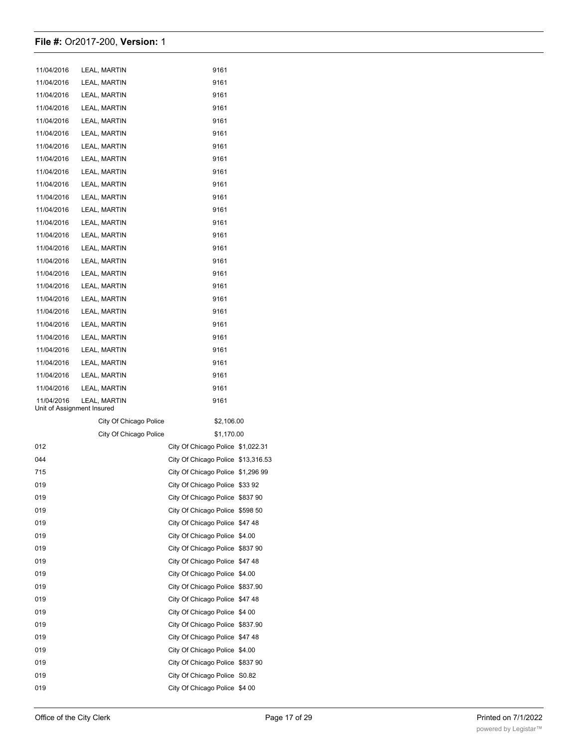| | | |
|---|---|---|
| 11/04/2016 | LEAL, MARTIN | 9161 |
| 11/04/2016 | LEAL, MARTIN | 9161 |
| 11/04/2016 | LEAL, MARTIN | 9161 |
| 11/04/2016 | LEAL, MARTIN | 9161 |
| 11/04/2016 | LEAL, MARTIN | 9161 |
| 11/04/2016 | LEAL, MARTIN | 9161 |
| 11/04/2016 | LEAL, MARTIN | 9161 |
| 11/04/2016 | LEAL, MARTIN | 9161 |
| 11/04/2016 | LEAL, MARTIN | 9161 |
| 11/04/2016 | LEAL, MARTIN | 9161 |
| 11/04/2016 | LEAL, MARTIN | 9161 |
| 11/04/2016 | LEAL, MARTIN | 9161 |
| 11/04/2016 | LEAL, MARTIN | 9161 |
| 11/04/2016 | LEAL, MARTIN | 9161 |
| 11/04/2016 | LEAL, MARTIN | 9161 |
| 11/04/2016 | LEAL, MARTIN | 9161 |
| 11/04/2016 | LEAL, MARTIN | 9161 |
| 11/04/2016 | LEAL, MARTIN | 9161 |
| 11/04/2016 | LEAL, MARTIN | 9161 |
| 11/04/2016 | LEAL, MARTIN | 9161 |
| 11/04/2016 | LEAL, MARTIN | 9161 |
| 11/04/2016 | LEAL, MARTIN | 9161 |
| 11/04/2016 | LEAL, MARTIN | 9161 |
| 11/04/2016 | LEAL, MARTIN | 9161 |
| 11/04/2016 | LEAL, MARTIN | 9161 |
| 11/04/2016 | LEAL, MARTIN | 9161 |
| 11/04/2016 | LEAL, MARTIN | 9161 |

| Unit of Assignment | Insured | |
|---|---|---|
| | City Of Chicago Police | $2,106.00 |
| | City Of Chicago Police | $1,170.00 |
| 012 | City Of Chicago Police | $1,022.31 |
| 044 | City Of Chicago Police | $13,316.53 |
| 715 | City Of Chicago Police | $1,296 99 |
| 019 | City Of Chicago Police | $33 92 |
| 019 | City Of Chicago Police | $837 90 |
| 019 | City Of Chicago Police | $598 50 |
| 019 | City Of Chicago Police | $47 48 |
| 019 | City Of Chicago Police | $4.00 |
| 019 | City Of Chicago Police | $837 90 |
| 019 | City Of Chicago Police | $47 48 |
| 019 | City Of Chicago Police | $4.00 |
| 019 | City Of Chicago Police | $837.90 |
| 019 | City Of Chicago Police | $47 48 |
| 019 | City Of Chicago Police | $4 00 |
| 019 | City Of Chicago Police | $837.90 |
| 019 | City Of Chicago Police | $47 48 |
| 019 | City Of Chicago Police | $4.00 |
| 019 | City Of Chicago Police | $837 90 |
| 019 | City Of Chicago Police | S0.82 |
| 019 | City Of Chicago Police | $4 00 |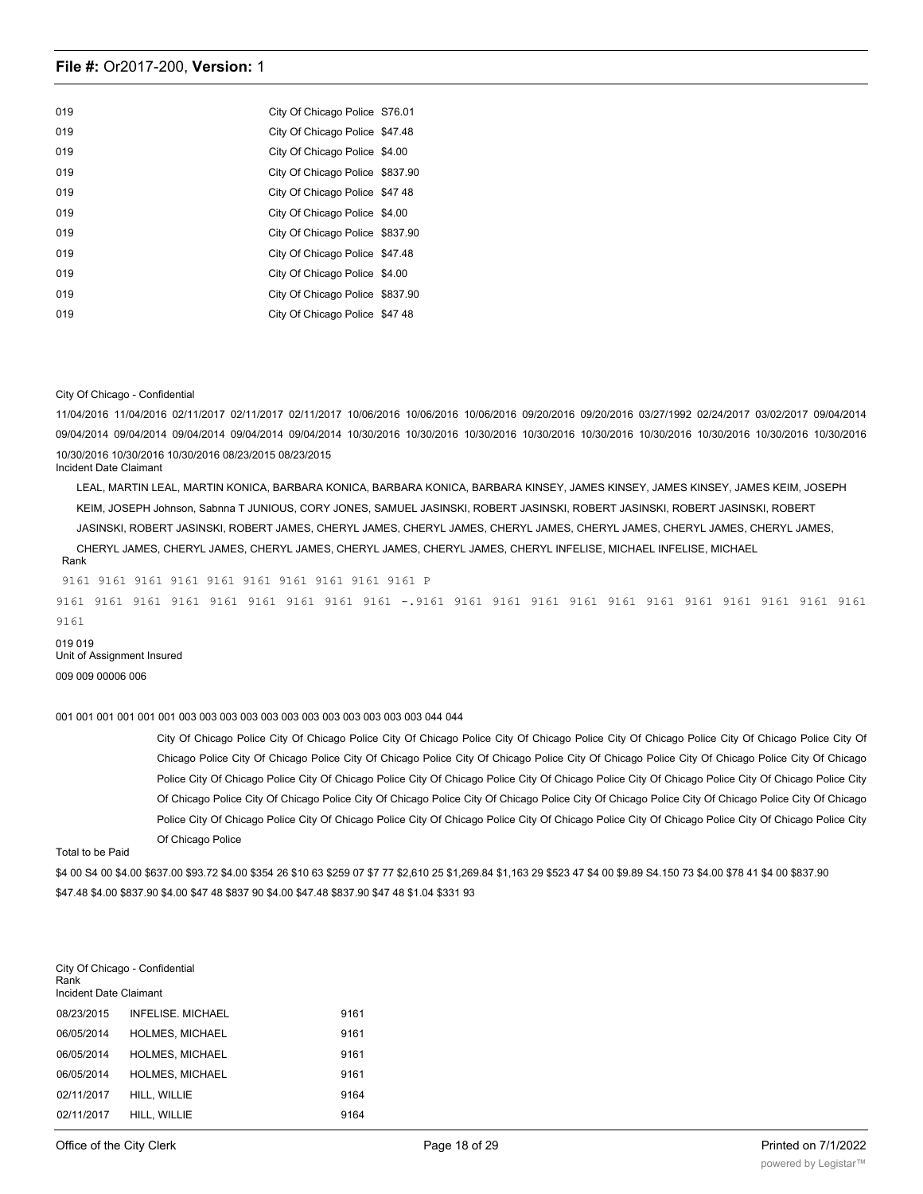| | | |
|---|---|---|
| 019 | City Of Chicago Police | S76.01 |
| 019 | City Of Chicago Police | $47.48 |
| 019 | City Of Chicago Police | $4.00 |
| 019 | City Of Chicago Police | $837.90 |
| 019 | City Of Chicago Police | $47 48 |
| 019 | City Of Chicago Police | $4.00 |
| 019 | City Of Chicago Police | $837.90 |
| 019 | City Of Chicago Police | $47.48 |
| 019 | City Of Chicago Police | $4.00 |
| 019 | City Of Chicago Police | $837.90 |
| 019 | City Of Chicago Police | $47 48 |

City Of Chicago - Confidential

11/04/2016 11/04/2016 02/11/2017 02/11/2017 02/11/2017 10/06/2016 10/06/2016 10/06/2016 09/20/2016 09/20/2016 03/27/1992 02/24/2017 03/02/2017 09/04/2014 09/04/2014 09/04/2014 09/04/2014 09/04/2014 09/04/2014 10/30/2016 10/30/2016 10/30/2016 10/30/2016 10/30/2016 10/30/2016 10/30/2016 10/30/2016 10/30/2016 10/30/2016 10/30/2016 10/30/2016 08/23/2015 08/23/2015

Incident Date Claimant

LEAL, MARTIN LEAL, MARTIN KONICA, BARBARA KONICA, BARBARA KONICA, BARBARA KINSEY, JAMES KINSEY, JAMES KINSEY, JAMES KEIM, JOSEPH KEIM, JOSEPH Johnson, Sabnna T JUNIOUS, CORY JONES, SAMUEL JASINSKI, ROBERT JASINSKI, ROBERT JASINSKI, ROBERT JASINSKI, ROBERT JASINSKI, ROBERT JASINSKI, ROBERT JAMES, CHERYL JAMES, CHERYL JAMES, CHERYL JAMES, CHERYL JAMES, CHERYL JAMES, CHERYL JAMES, CHERYL JAMES, CHERYL JAMES, CHERYL JAMES, CHERYL JAMES, CHERYL JAMES, CHERYL INFELISE, MICHAEL INFELISE, MICHAEL

Rank

9161 9161 9161 9161 9161 9161 9161 9161 9161 9161 P

9161 9161 9161 9161 9161 9161 9161 9161 9161 -.9161 9161 9161 9161 9161 9161 9161 9161 9161 9161 9161 9161 9161

019 019

Unit of Assignment Insured

009 009 00006 006

001 001 001 001 001 001 003 003 003 003 003 003 003 003 003 003 003 003 044 044

City Of Chicago Police City Of Chicago Police City Of Chicago Police City Of Chicago Police City Of Chicago Police City Of Chicago Police City Of Chicago Police City Of Chicago Police City Of Chicago Police City Of Chicago Police City Of Chicago Police City Of Chicago Police City Of Chicago Police City Of Chicago Police City Of Chicago Police City Of Chicago Police City Of Chicago Police City Of Chicago Police City Of Chicago Police City Of Chicago Police City Of Chicago Police City Of Chicago Police City Of Chicago Police City Of Chicago Police City Of Chicago Police City Of Chicago Police City Of Chicago Police City Of Chicago Police City Of Chicago Police City Of Chicago Police City Of Chicago Police City Of Chicago Police City Of Chicago Police

Total to be Paid

$4 00 S4 00 $4.00 $637.00 $93.72 $4.00 $354 26 $10 63 $259 07 $7 77 $2,610 25 $1,269.84 $1,163 29 $523 47 $4 00 $9.89 S4.150 73 $4.00 $78 41 $4 00 $837.90 $47.48 $4.00 $837.90 $4.00 $47 48 $837 90 $4.00 $47.48 $837.90 $47 48 $1.04 $331 93

City Of Chicago - Confidential

| Incident Date | Claimant | Rank |
|---|---|---|
| 08/23/2015 | INFELISE. MICHAEL | 9161 |
| 06/05/2014 | HOLMES, MICHAEL | 9161 |
| 06/05/2014 | HOLMES, MICHAEL | 9161 |
| 06/05/2014 | HOLMES, MICHAEL | 9161 |
| 02/11/2017 | HILL, WILLIE | 9164 |
| 02/11/2017 | HILL, WILLIE | 9164 |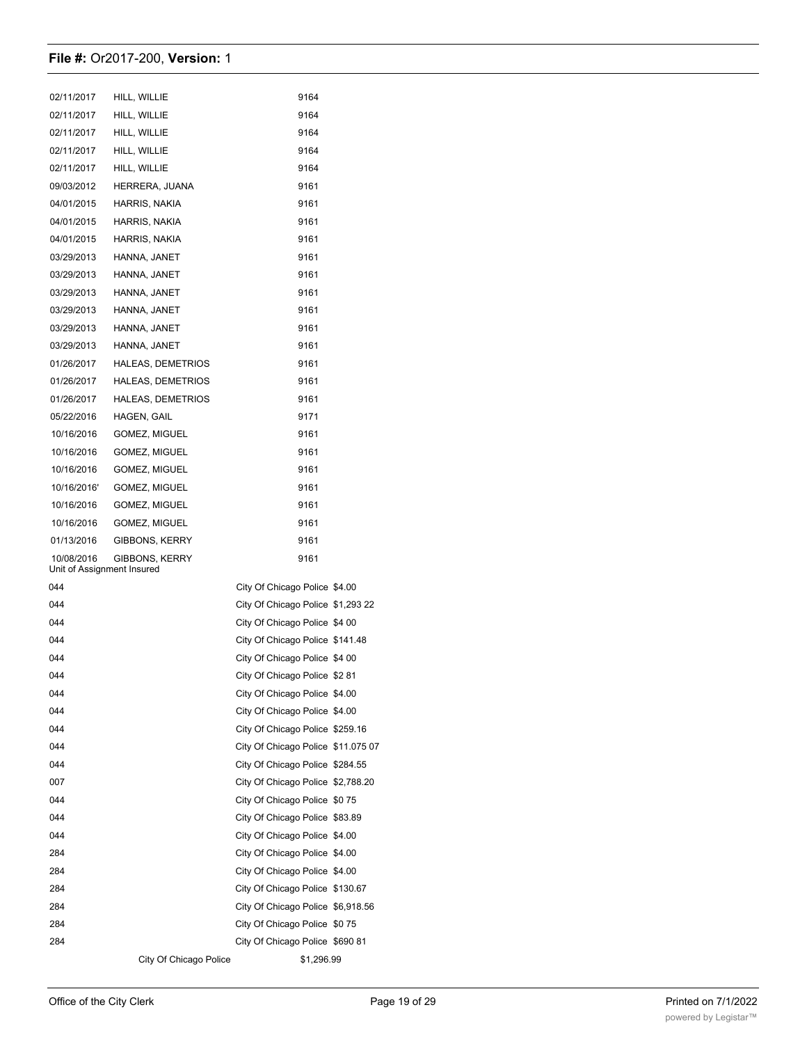**File #:** Or2017-200, **Version:** 1

| | | |
|---|---|---|
| 02/11/2017 | HILL, WILLIE | 9164 |
| 02/11/2017 | HILL, WILLIE | 9164 |
| 02/11/2017 | HILL, WILLIE | 9164 |
| 02/11/2017 | HILL, WILLIE | 9164 |
| 02/11/2017 | HILL, WILLIE | 9164 |
| 09/03/2012 | HERRERA, JUANA | 9161 |
| 04/01/2015 | HARRIS, NAKIA | 9161 |
| 04/01/2015 | HARRIS, NAKIA | 9161 |
| 04/01/2015 | HARRIS, NAKIA | 9161 |
| 03/29/2013 | HANNA, JANET | 9161 |
| 03/29/2013 | HANNA, JANET | 9161 |
| 03/29/2013 | HANNA, JANET | 9161 |
| 03/29/2013 | HANNA, JANET | 9161 |
| 03/29/2013 | HANNA, JANET | 9161 |
| 03/29/2013 | HANNA, JANET | 9161 |
| 01/26/2017 | HALEAS, DEMETRIOS | 9161 |
| 01/26/2017 | HALEAS, DEMETRIOS | 9161 |
| 01/26/2017 | HALEAS, DEMETRIOS | 9161 |
| 05/22/2016 | HAGEN, GAIL | 9171 |
| 10/16/2016 | GOMEZ, MIGUEL | 9161 |
| 10/16/2016 | GOMEZ, MIGUEL | 9161 |
| 10/16/2016 | GOMEZ, MIGUEL | 9161 |
| 10/16/2016' | GOMEZ, MIGUEL | 9161 |
| 10/16/2016 | GOMEZ, MIGUEL | 9161 |
| 10/16/2016 | GOMEZ, MIGUEL | 9161 |
| 01/13/2016 | GIBBONS, KERRY | 9161 |
| 10/08/2016 | GIBBONS, KERRY | 9161 |

| Unit of Assignment | Insured | |
|---|---|---|
| 044 | City Of Chicago Police | $4.00 |
| 044 | City Of Chicago Police | $1,293 22 |
| 044 | City Of Chicago Police | $4 00 |
| 044 | City Of Chicago Police | $141.48 |
| 044 | City Of Chicago Police | $4 00 |
| 044 | City Of Chicago Police | $2 81 |
| 044 | City Of Chicago Police | $4.00 |
| 044 | City Of Chicago Police | $4.00 |
| 044 | City Of Chicago Police | $259.16 |
| 044 | City Of Chicago Police | $11.075 07 |
| 044 | City Of Chicago Police | $284.55 |
| 007 | City Of Chicago Police | $2,788.20 |
| 044 | City Of Chicago Police | $0 75 |
| 044 | City Of Chicago Police | $83.89 |
| 044 | City Of Chicago Police | $4.00 |
| 284 | City Of Chicago Police | $4.00 |
| 284 | City Of Chicago Police | $4.00 |
| 284 | City Of Chicago Police | $130.67 |
| 284 | City Of Chicago Police | $6,918.56 |
| 284 | City Of Chicago Police | $0 75 |
| 284 | City Of Chicago Police | $690 81 |
| | City Of Chicago Police | $1,296.99 |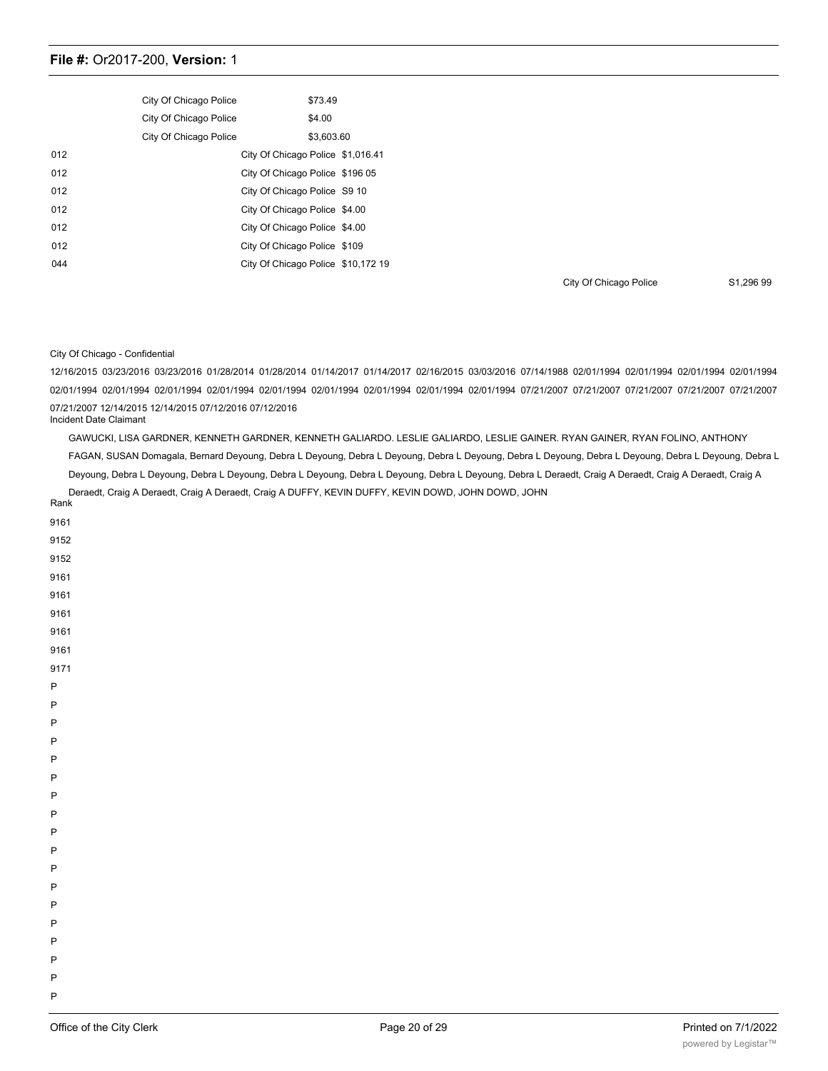| | | |
|---|---|---|
| | City Of Chicago Police | $73.49 |
| | City Of Chicago Police | $4.00 |
| | City Of Chicago Police | $3,603.60 |
| 012 | City Of Chicago Police | $1,016.41 |
| 012 | City Of Chicago Police | $196 05 |
| 012 | City Of Chicago Police | S9 10 |
| 012 | City Of Chicago Police | $4.00 |
| 012 | City Of Chicago Police | $4.00 |
| 012 | City Of Chicago Police | $109 |
| 044 | City Of Chicago Police | $10,172 19 |
| | City Of Chicago Police | S1,296 99 |

City Of Chicago - Confidential

12/16/2015 03/23/2016 03/23/2016 01/28/2014 01/28/2014 01/14/2017 01/14/2017 02/16/2015 03/03/2016 07/14/1988 02/01/1994 02/01/1994 02/01/1994 02/01/1994 02/01/1994 02/01/1994 02/01/1994 02/01/1994 02/01/1994 02/01/1994 02/01/1994 02/01/1994 02/01/1994 07/21/2007 07/21/2007 07/21/2007 07/21/2007 07/21/2007 07/21/2007 12/14/2015 12/14/2015 07/12/2016 07/12/2016

Incident Date Claimant

GAWUCKI, LISA GARDNER, KENNETH GARDNER, KENNETH GALIARDO. LESLIE GALIARDO, LESLIE GAINER. RYAN GAINER, RYAN FOLINO, ANTHONY FAGAN, SUSAN Domagala, Bernard Deyoung, Debra L Deyoung, Debra L Deyoung, Debra L Deyoung, Debra L Deyoung, Debra L Deyoung, Debra L Deyoung, Debra L Deyoung, Debra L Deyoung, Debra L Deyoung, Debra L Deyoung, Debra L Deyoung, Debra L Deyoung, Debra L Deraedt, Craig A Deraedt, Craig A Deraedt, Craig A Deraedt, Craig A Deraedt, Craig A Deraedt, Craig A DUFFY, KEVIN DUFFY, KEVIN DOWD, JOHN DOWD, JOHN

Rank

9161
9152
9152
9161
9161
9161
9161
9161
9171
P
P
P
P
P
P
P
P
P
P
P
P
P
P
P
P
P
P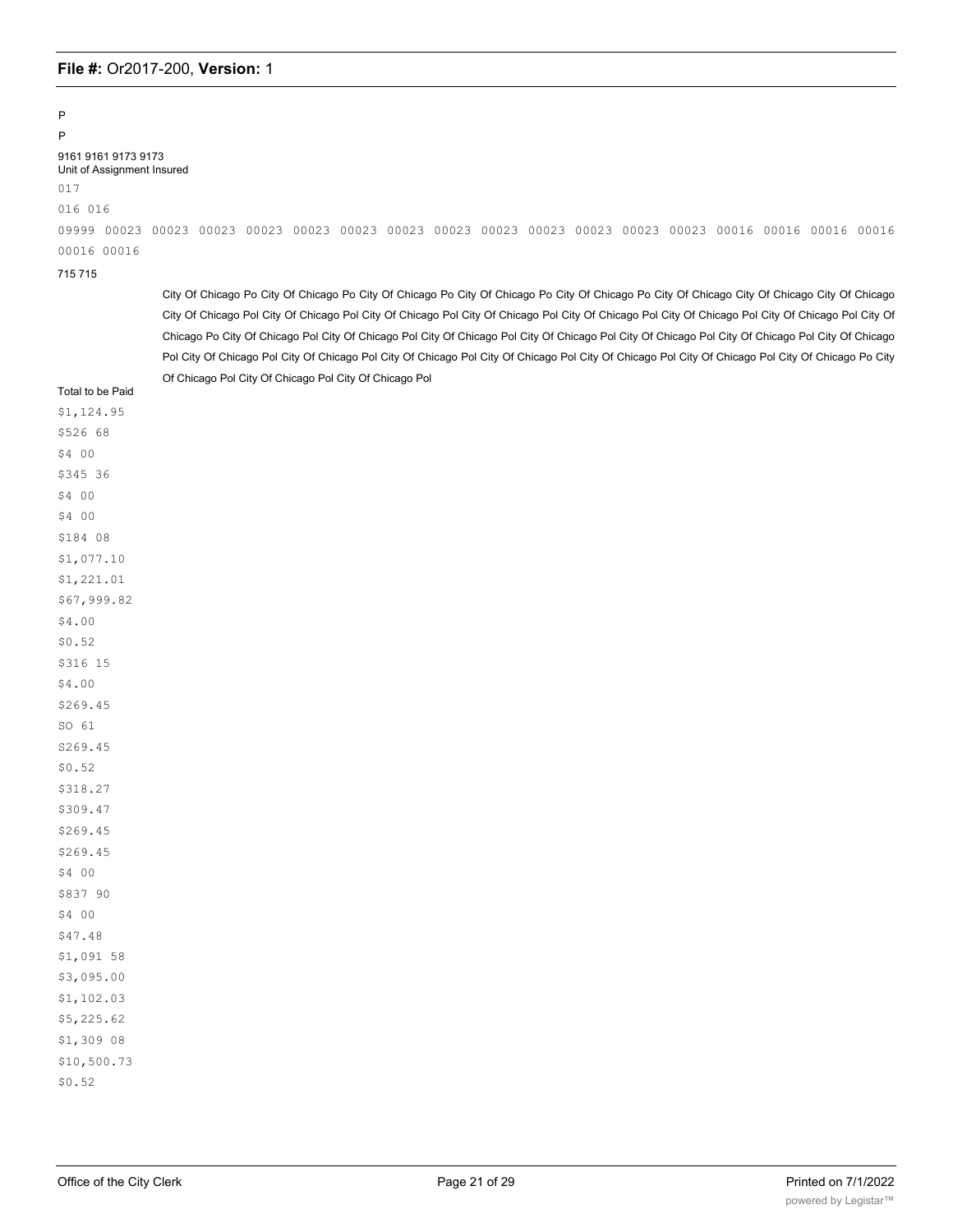P

P

9161 9161 9173 9173
Unit of Assignment Insured

017

016 016

09999 00023 00023 00023 00023 00023 00023 00023 00023 00023 00023 00023 00023 00023 00016 00016 00016 00016 00016 00016

715 715

City Of Chicago Po City Of Chicago Po City Of Chicago Po City Of Chicago Po City Of Chicago Po City Of Chicago City Of Chicago City Of Chicago City Of Chicago Pol City Of Chicago Pol City Of Chicago Pol City Of Chicago Pol City Of Chicago Pol City Of Chicago Pol City Of Chicago Pol City Of Chicago Po City Of Chicago Pol City Of Chicago Pol City Of Chicago Pol City Of Chicago Pol City Of Chicago Pol City Of Chicago Pol City Of Chicago Pol City Of Chicago Pol City Of Chicago Pol City Of Chicago Pol City Of Chicago Pol City Of Chicago Pol City Of Chicago Pol City Of Chicago Pol City Of Chicago Po City Of Chicago Pol City Of Chicago Pol City Of Chicago Pol

Total to be Paid

$1,124.95
$526 68
$4 00
$345 36
$4 00
$4 00
$184 08
$1,077.10
$1,221.01
$67,999.82
$4.00
$0.52
$316 15
$4.00
$269.45
SO 61
S269.45
$0.52
$318.27
$309.47
$269.45
$269.45
$4 00
$837 90
$4 00
$47.48
$1,091 58
$3,095.00
$1,102.03
$5,225.62
$1,309 08
$10,500.73
$0.52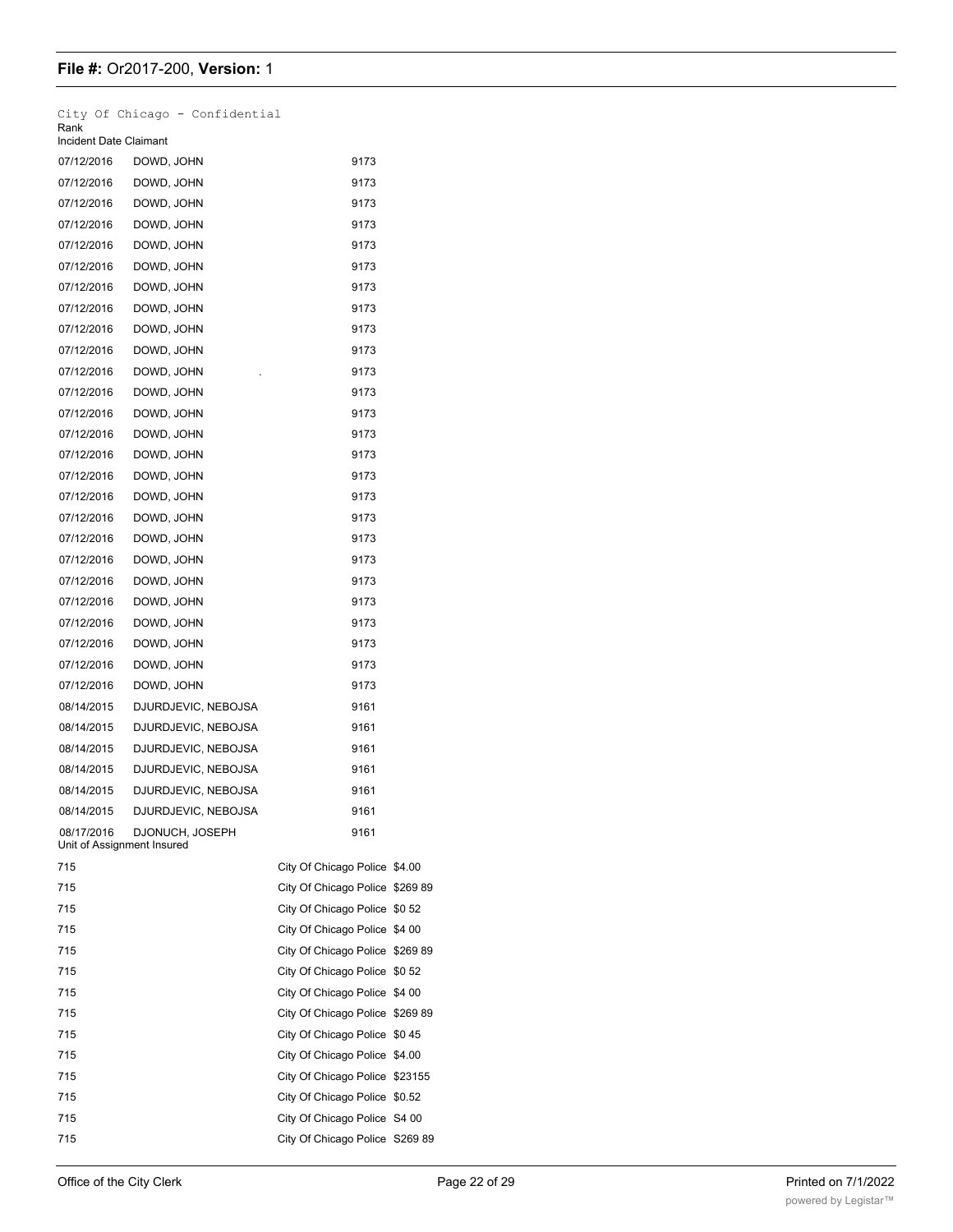City Of Chicago - Confidential

| Incident Date | Claimant | Rank |
|---|---|---|
| 07/12/2016 | DOWD, JOHN | 9173 |
| 07/12/2016 | DOWD, JOHN | 9173 |
| 07/12/2016 | DOWD, JOHN | 9173 |
| 07/12/2016 | DOWD, JOHN | 9173 |
| 07/12/2016 | DOWD, JOHN | 9173 |
| 07/12/2016 | DOWD, JOHN | 9173 |
| 07/12/2016 | DOWD, JOHN | 9173 |
| 07/12/2016 | DOWD, JOHN | 9173 |
| 07/12/2016 | DOWD, JOHN | 9173 |
| 07/12/2016 | DOWD, JOHN | 9173 |
| 07/12/2016 | DOWD, JOHN . | 9173 |
| 07/12/2016 | DOWD, JOHN | 9173 |
| 07/12/2016 | DOWD, JOHN | 9173 |
| 07/12/2016 | DOWD, JOHN | 9173 |
| 07/12/2016 | DOWD, JOHN | 9173 |
| 07/12/2016 | DOWD, JOHN | 9173 |
| 07/12/2016 | DOWD, JOHN | 9173 |
| 07/12/2016 | DOWD, JOHN | 9173 |
| 07/12/2016 | DOWD, JOHN | 9173 |
| 07/12/2016 | DOWD, JOHN | 9173 |
| 07/12/2016 | DOWD, JOHN | 9173 |
| 07/12/2016 | DOWD, JOHN | 9173 |
| 07/12/2016 | DOWD, JOHN | 9173 |
| 07/12/2016 | DOWD, JOHN | 9173 |
| 07/12/2016 | DOWD, JOHN | 9173 |
| 07/12/2016 | DOWD, JOHN | 9173 |
| 08/14/2015 | DJURDJEVIC, NEBOJSA | 9161 |
| 08/14/2015 | DJURDJEVIC, NEBOJSA | 9161 |
| 08/14/2015 | DJURDJEVIC, NEBOJSA | 9161 |
| 08/14/2015 | DJURDJEVIC, NEBOJSA | 9161 |
| 08/14/2015 | DJURDJEVIC, NEBOJSA | 9161 |
| 08/14/2015 | DJURDJEVIC, NEBOJSA | 9161 |
| 08/17/2016 | DJONUCH, JOSEPH | 9161 |

| Unit of Assignment | Insured | |
|---|---|---|
| 715 | City Of Chicago Police | $4.00 |
| 715 | City Of Chicago Police | $269 89 |
| 715 | City Of Chicago Police | $0 52 |
| 715 | City Of Chicago Police | $4 00 |
| 715 | City Of Chicago Police | $269 89 |
| 715 | City Of Chicago Police | $0 52 |
| 715 | City Of Chicago Police | $4 00 |
| 715 | City Of Chicago Police | $269 89 |
| 715 | City Of Chicago Police | $0 45 |
| 715 | City Of Chicago Police | $4.00 |
| 715 | City Of Chicago Police | $23155 |
| 715 | City Of Chicago Police | $0.52 |
| 715 | City Of Chicago Police | S4 00 |
| 715 | City Of Chicago Police | S269 89 |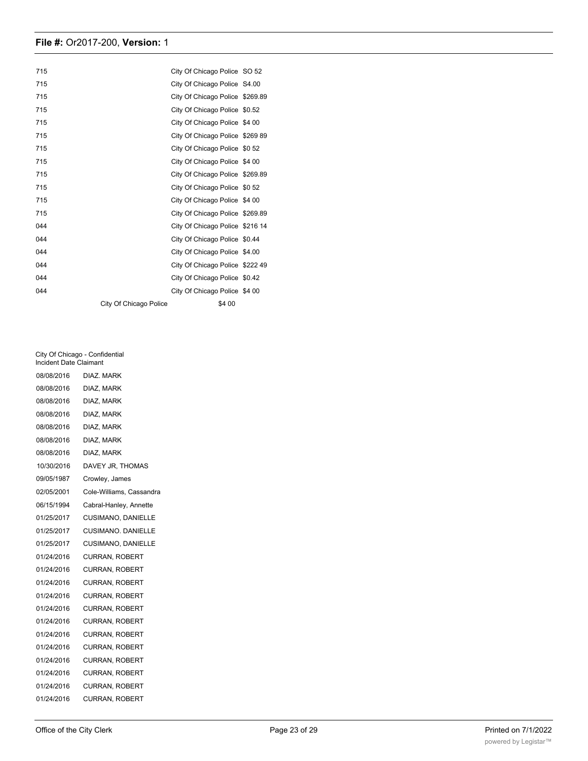| | | |
|---|---|---|
| 715 | City Of Chicago Police | SO 52 |
| 715 | City Of Chicago Police | S4.00 |
| 715 | City Of Chicago Police | $269.89 |
| 715 | City Of Chicago Police | $0.52 |
| 715 | City Of Chicago Police | $4 00 |
| 715 | City Of Chicago Police | $269 89 |
| 715 | City Of Chicago Police | $0 52 |
| 715 | City Of Chicago Police | $4 00 |
| 715 | City Of Chicago Police | $269.89 |
| 715 | City Of Chicago Police | $0 52 |
| 715 | City Of Chicago Police | $4 00 |
| 715 | City Of Chicago Police | $269.89 |
| 044 | City Of Chicago Police | $216 14 |
| 044 | City Of Chicago Police | $0.44 |
| 044 | City Of Chicago Police | $4.00 |
| 044 | City Of Chicago Police | $222 49 |
| 044 | City Of Chicago Police | $0.42 |
| 044 | City Of Chicago Police | $4 00 |
| | City Of Chicago Police | $4 00 |

City Of Chicago - Confidential

| Incident Date | Claimant |
|---|---|
| 08/08/2016 | DIAZ. MARK |
| 08/08/2016 | DIAZ, MARK |
| 08/08/2016 | DIAZ, MARK |
| 08/08/2016 | DIAZ, MARK |
| 08/08/2016 | DIAZ, MARK |
| 08/08/2016 | DIAZ, MARK |
| 08/08/2016 | DIAZ, MARK |
| 10/30/2016 | DAVEY JR, THOMAS |
| 09/05/1987 | Crowley, James |
| 02/05/2001 | Cole-Williams, Cassandra |
| 06/15/1994 | Cabral-Hanley, Annette |
| 01/25/2017 | CUSIMANO, DANIELLE |
| 01/25/2017 | CUSIMANO. DANIELLE |
| 01/25/2017 | CUSIMANO, DANIELLE |
| 01/24/2016 | CURRAN, ROBERT |
| 01/24/2016 | CURRAN, ROBERT |
| 01/24/2016 | CURRAN, ROBERT |
| 01/24/2016 | CURRAN, ROBERT |
| 01/24/2016 | CURRAN, ROBERT |
| 01/24/2016 | CURRAN, ROBERT |
| 01/24/2016 | CURRAN, ROBERT |
| 01/24/2016 | CURRAN, ROBERT |
| 01/24/2016 | CURRAN, ROBERT |
| 01/24/2016 | CURRAN, ROBERT |
| 01/24/2016 | CURRAN, ROBERT |
| 01/24/2016 | CURRAN, ROBERT |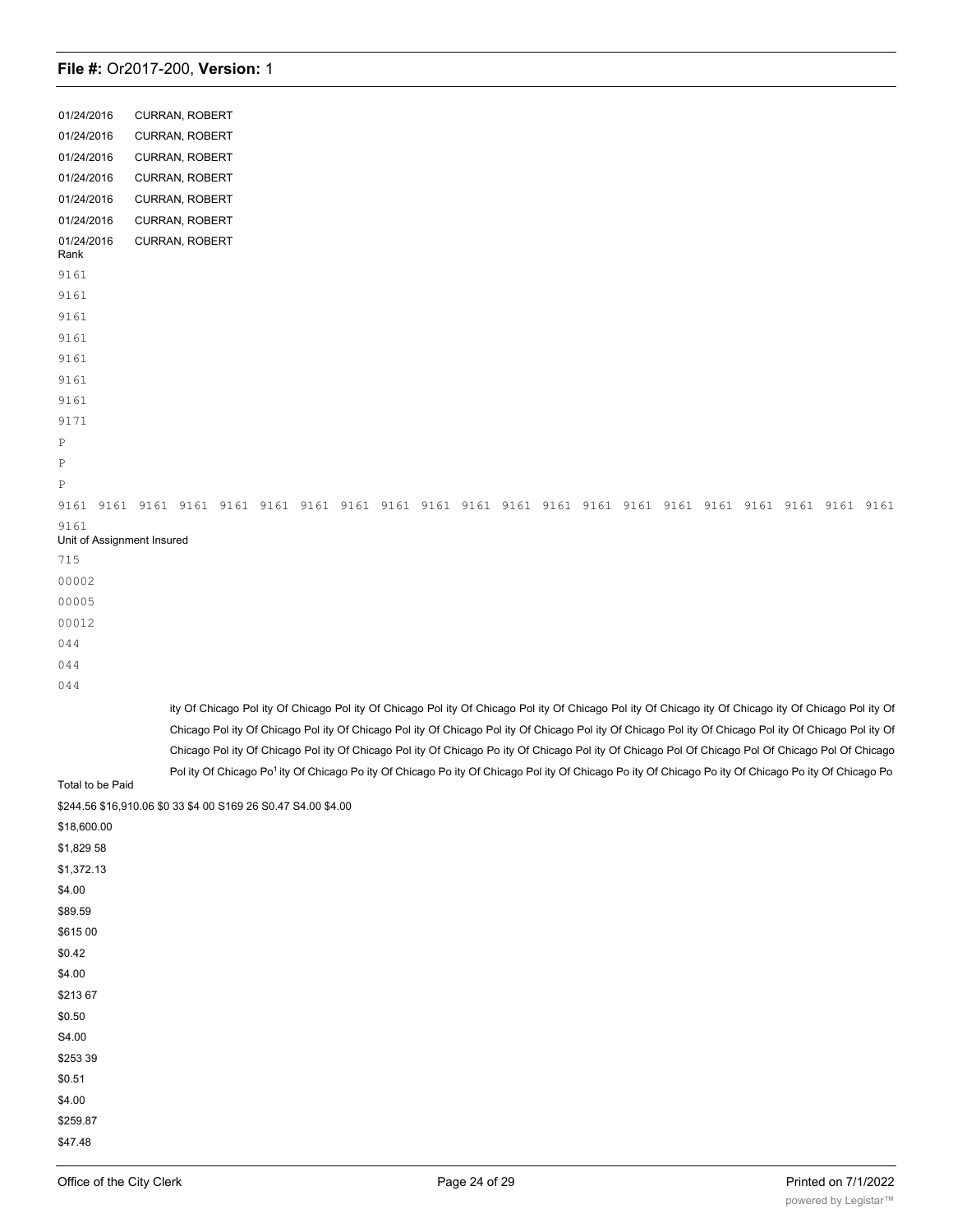01/24/2016 CURRAN, ROBERT
01/24/2016 CURRAN, ROBERT
01/24/2016 CURRAN, ROBERT
01/24/2016 CURRAN, ROBERT
01/24/2016 CURRAN, ROBERT
01/24/2016 CURRAN, ROBERT
01/24/2016 CURRAN, ROBERT

Rank

9161
9161
9161
9161
9161
9161
9161
9171
P
P
P
9161 9161 9161 9161 9161 9161 9161 9161 9161 9161 9161 9161 9161 9161 9161 9161 9161 9161 9161 9161 9161
9161

Unit of Assignment Insured

715
00002
00005
00012
044
044
044

ity Of Chicago Pol ity Of Chicago Pol ity Of Chicago Pol ity Of Chicago Pol ity Of Chicago Pol ity Of Chicago ity Of Chicago ity Of Chicago Pol ity Of Chicago Pol ity Of Chicago Pol ity Of Chicago Pol ity Of Chicago Pol ity Of Chicago Pol ity Of Chicago Pol ity Of Chicago Pol ity Of Chicago Pol ity Of Chicago Pol ity Of Chicago Pol ity Of Chicago Pol ity Of Chicago Po ity Of Chicago Pol ity Of Chicago Pol Of Chicago Pol Of Chicago Pol Of Chicago Pol ity Of Chicago Po[1] ity Of Chicago Po ity Of Chicago Po ity Of Chicago Pol ity Of Chicago Po ity Of Chicago Po ity Of Chicago Po ity Of Chicago Po

Total to be Paid

$244.56 $16,910.06 $0 33 $4 00 S169 26 S0.47 S4.00 $4.00
$18,600.00
$1,829 58
$1,372.13
$4.00
$89.59
$615 00
$0.42
$4.00
$213 67
$0.50
S4.00
$253 39
$0.51
$4.00
$259.87
$47.48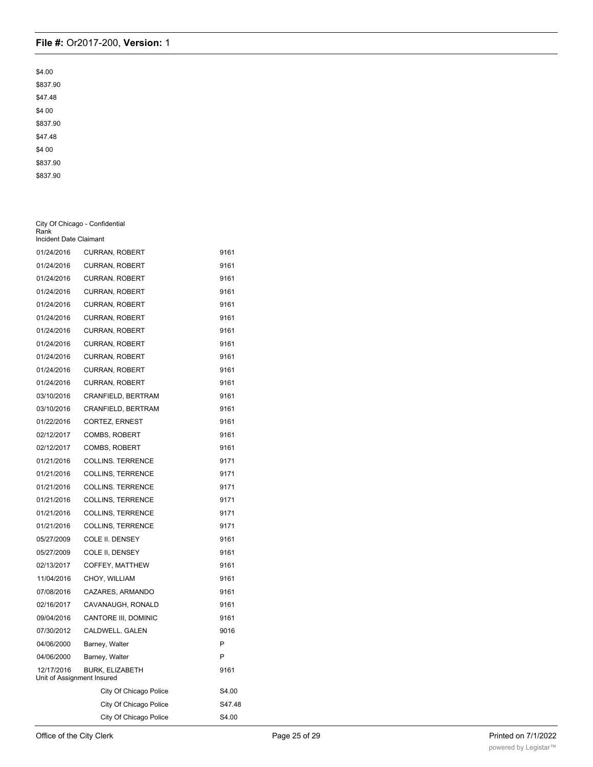**File #:** Or2017-200, **Version:** 1

$4.00
$837.90
$47.48
$4 00
$837.90
$47.48
$4 00
$837.90
$837.90

City Of Chicago - Confidential
Rank
Incident Date Claimant

| | | |
|---|---|---|
| 01/24/2016 | CURRAN, ROBERT | 9161 |
| 01/24/2016 | CURRAN, ROBERT | 9161 |
| 01/24/2016 | CURRAN. ROBERT | 9161 |
| 01/24/2016 | CURRAN, ROBERT | 9161 |
| 01/24/2016 | CURRAN, ROBERT | 9161 |
| 01/24/2016 | CURRAN, ROBERT | 9161 |
| 01/24/2016 | CURRAN, ROBERT | 9161 |
| 01/24/2016 | CURRAN, ROBERT | 9161 |
| 01/24/2016 | CURRAN, ROBERT | 9161 |
| 01/24/2016 | CURRAN, ROBERT | 9161 |
| 01/24/2016 | CURRAN, ROBERT | 9161 |
| 03/10/2016 | CRANFIELD, BERTRAM | 9161 |
| 03/10/2016 | CRANFIELD, BERTRAM | 9161 |
| 01/22/2016 | CORTEZ, ERNEST | 9161 |
| 02/12/2017 | COMBS, ROBERT | 9161 |
| 02/12/2017 | COMBS, ROBERT | 9161 |
| 01/21/2016 | COLLINS. TERRENCE | 9171 |
| 01/21/2016 | COLLINS, TERRENCE | 9171 |
| 01/21/2016 | COLLINS. TERRENCE | 9171 |
| 01/21/2016 | COLLINS, TERRENCE | 9171 |
| 01/21/2016 | COLLINS, TERRENCE | 9171 |
| 01/21/2016 | COLLINS, TERRENCE | 9171 |
| 05/27/2009 | COLE II. DENSEY | 9161 |
| 05/27/2009 | COLE II, DENSEY | 9161 |
| 02/13/2017 | COFFEY, MATTHEW | 9161 |
| 11/04/2016 | CHOY, WILLIAM | 9161 |
| 07/08/2016 | CAZARES, ARMANDO | 9161 |
| 02/16/2017 | CAVANAUGH, RONALD | 9161 |
| 09/04/2016 | CANTORE III, DOMINIC | 9161 |
| 07/30/2012 | CALDWELL. GALEN | 9016 |
| 04/06/2000 | Barney, Walter | P |
| 04/06/2000 | Barney, Walter | P |
| 12/17/2016 | BURK, ELIZABETH | 9161 |

Unit of Assignment Insured

| | |
|---|---|
| City Of Chicago Police | S4.00 |
| City Of Chicago Police | S47.48 |
| City Of Chicago Police | S4.00 |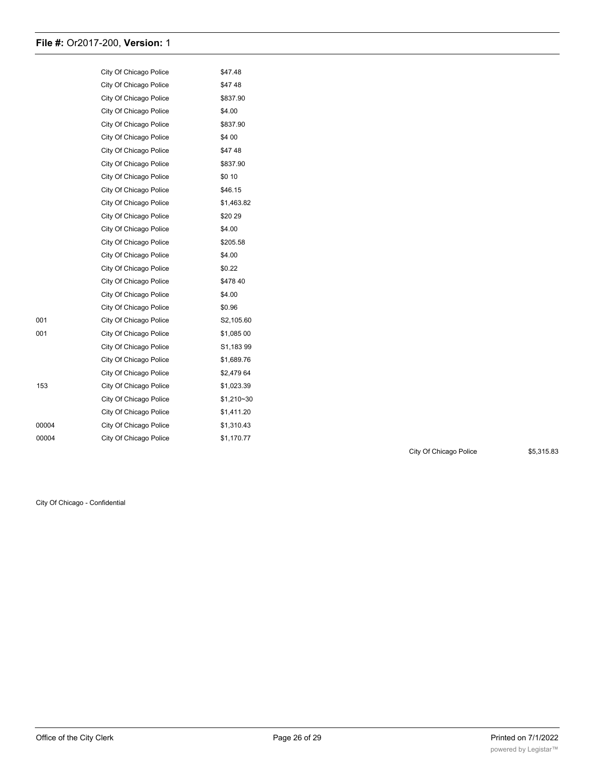| | | |
|---|---|---|
| | City Of Chicago Police | $47.48 |
| | City Of Chicago Police | $47 48 |
| | City Of Chicago Police | $837.90 |
| | City Of Chicago Police | $4.00 |
| | City Of Chicago Police | $837.90 |
| | City Of Chicago Police | $4 00 |
| | City Of Chicago Police | $47 48 |
| | City Of Chicago Police | $837.90 |
| | City Of Chicago Police | $0 10 |
| | City Of Chicago Police | $46.15 |
| | City Of Chicago Police | $1,463.82 |
| | City Of Chicago Police | $20 29 |
| | City Of Chicago Police | $4.00 |
| | City Of Chicago Police | $205.58 |
| | City Of Chicago Police | $4.00 |
| | City Of Chicago Police | $0.22 |
| | City Of Chicago Police | $478 40 |
| | City Of Chicago Police | $4.00 |
| | City Of Chicago Police | $0.96 |
| 001 | City Of Chicago Police | S2,105.60 |
| 001 | City Of Chicago Police | $1,085 00 |
| | City Of Chicago Police | S1,183 99 |
| | City Of Chicago Police | $1,689.76 |
| | City Of Chicago Police | $2,479 64 |
| 153 | City Of Chicago Police | $1,023.39 |
| | City Of Chicago Police | $1,210~30 |
| | City Of Chicago Police | $1,411.20 |
| 00004 | City Of Chicago Police | $1,310.43 |
| 00004 | City Of Chicago Police | $1,170.77 |

City Of Chicago Police $5,315.83

City Of Chicago - Confidential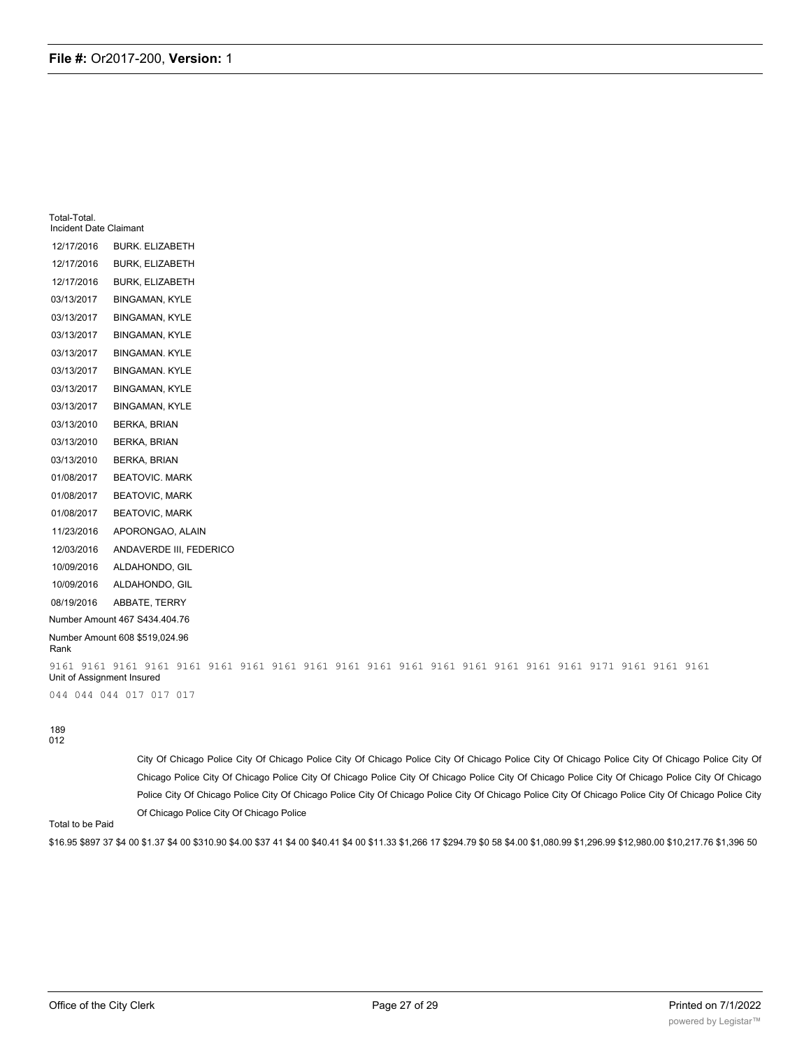Total-Total.

| Incident Date | Claimant |
|---|---|
| 12/17/2016 | BURK. ELIZABETH |
| 12/17/2016 | BURK, ELIZABETH |
| 12/17/2016 | BURK, ELIZABETH |
| 03/13/2017 | BINGAMAN, KYLE |
| 03/13/2017 | BINGAMAN, KYLE |
| 03/13/2017 | BINGAMAN, KYLE |
| 03/13/2017 | BINGAMAN. KYLE |
| 03/13/2017 | BINGAMAN. KYLE |
| 03/13/2017 | BINGAMAN, KYLE |
| 03/13/2017 | BINGAMAN, KYLE |
| 03/13/2010 | BERKA, BRIAN |
| 03/13/2010 | BERKA, BRIAN |
| 03/13/2010 | BERKA, BRIAN |
| 01/08/2017 | BEATOVIC. MARK |
| 01/08/2017 | BEATOVIC, MARK |
| 01/08/2017 | BEATOVIC, MARK |
| 11/23/2016 | APORONGAO, ALAIN |
| 12/03/2016 | ANDAVERDE III, FEDERICO |
| 10/09/2016 | ALDAHONDO, GIL |
| 10/09/2016 | ALDAHONDO, GIL |
| 08/19/2016 | ABBATE, TERRY |

Number Amount 467 S434.404.76

Number Amount 608 $519,024.96

Rank

9161 9161 9161 9161 9161 9161 9161 9161 9161 9161 9161 9161 9161 9161 9161 9161 9161 9171 9161 9161 9161

Unit of Assignment Insured

044 044 044 017 017 017

189
012

City Of Chicago Police City Of Chicago Police City Of Chicago Police City Of Chicago Police City Of Chicago Police City Of Chicago Police City Of Chicago Police City Of Chicago Police City Of Chicago Police City Of Chicago Police City Of Chicago Police City Of Chicago Police City Of Chicago Police City Of Chicago Police City Of Chicago Police City Of Chicago Police City Of Chicago Police City Of Chicago Police City Of Chicago Police City Of Chicago Police City Of Chicago Police

Total to be Paid

$16.95 $897 37 $4 00 $1.37 $4 00 $310.90 $4.00 $37 41 $4 00 $40.41 $4 00 $11.33 $1,266 17 $294.79 $0 58 $4.00 $1,080.99 $1,296.99 $12,980.00 $10,217.76 $1,396 50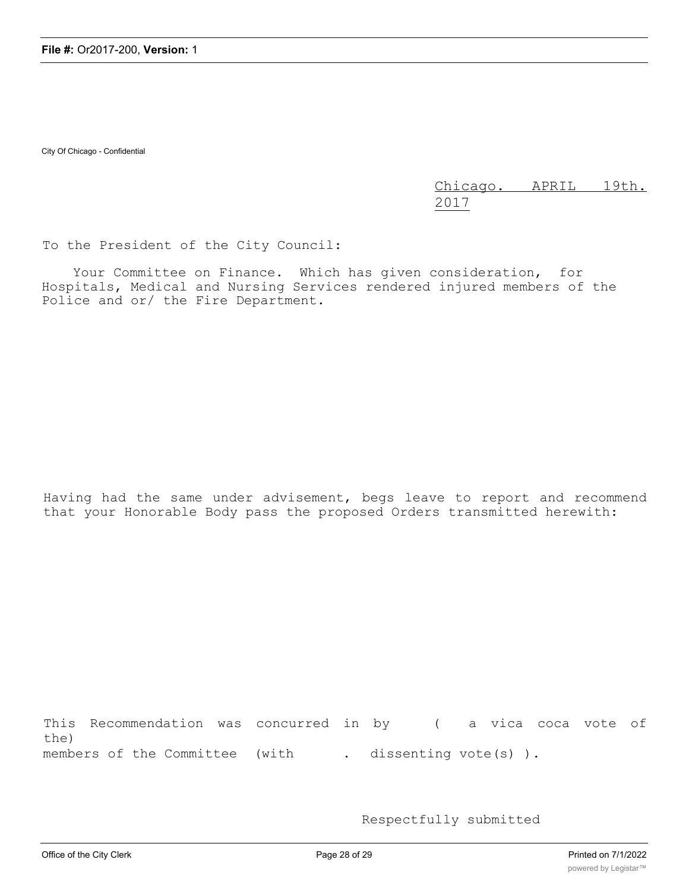City Of Chicago - Confidential

Chicago. APRIL 19th. 2017

To the President of the City Council:

Your Committee on Finance. Which has given consideration, for Hospitals, Medical and Nursing Services rendered injured members of the Police and or/ the Fire Department.

Having had the same under advisement, begs leave to report and recommend that your Honorable Body pass the proposed Orders transmitted herewith:

This Recommendation was concurred in by ( a vica coca vote of the) members of the Committee (with . dissenting vote(s) ).

Respectfully submitted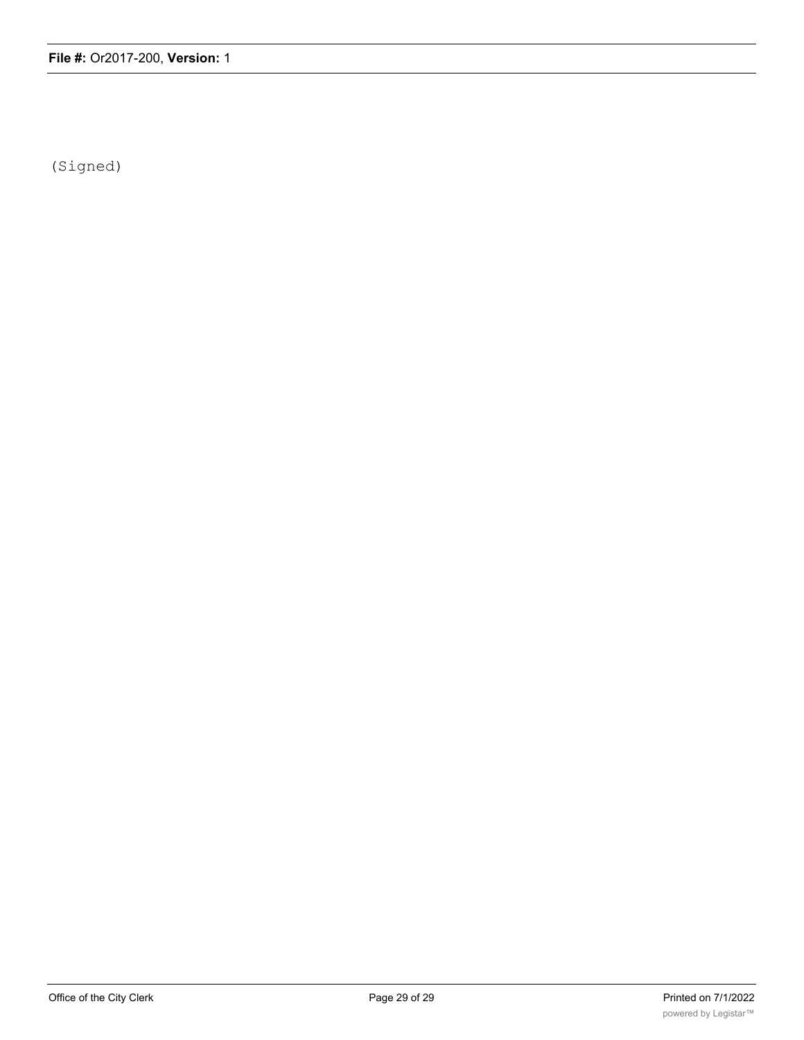(Signed)